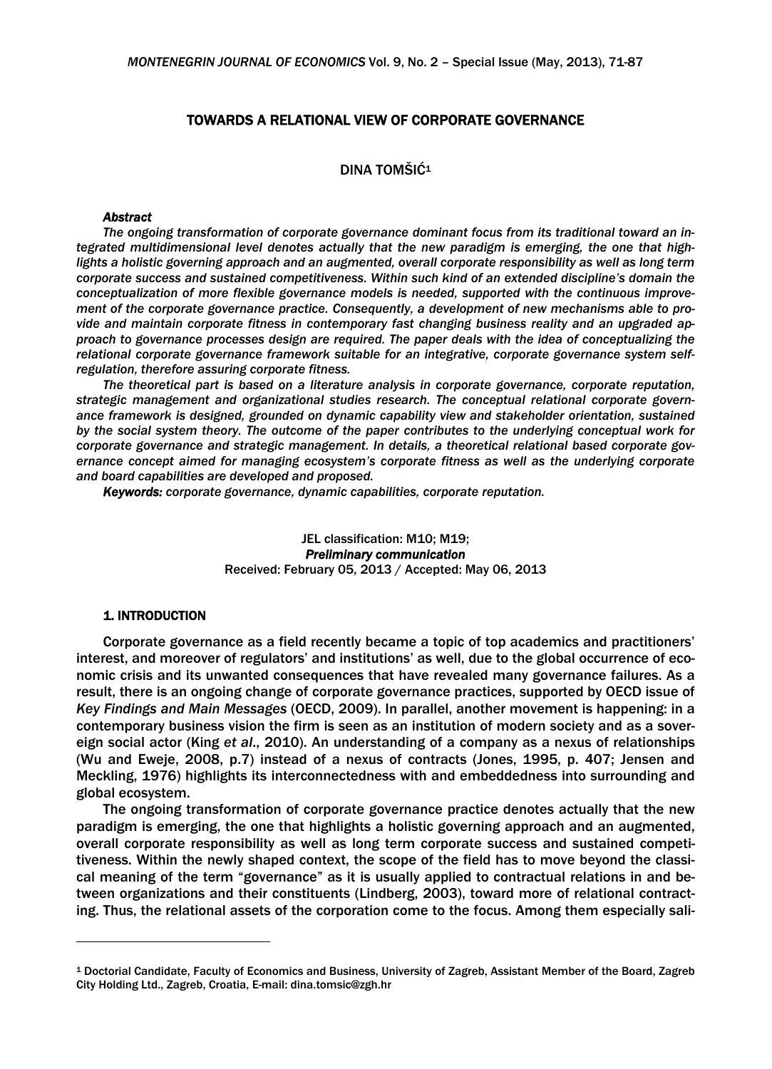# TOWARDS A RELATIONAL VIEW OF CORPORATE GOVERNANCE

DINA TOMŠIĆ[1]

***Abstract***

*The ongoing transformation of corporate governance dominant focus from its traditional toward an integrated multidimensional level denotes actually that the new paradigm is emerging, the one that highlights a holistic governing approach and an augmented, overall corporate responsibility as well as long term corporate success and sustained competitiveness. Within such kind of an extended discipline's domain the conceptualization of more flexible governance models is needed, supported with the continuous improvement of the corporate governance practice. Consequently, a development of new mechanisms able to provide and maintain corporate fitness in contemporary fast changing business reality and an upgraded approach to governance processes design are required. The paper deals with the idea of conceptualizing the relational corporate governance framework suitable for an integrative, corporate governance system self-regulation, therefore assuring corporate fitness.*

*The theoretical part is based on a literature analysis in corporate governance, corporate reputation, strategic management and organizational studies research. The conceptual relational corporate governance framework is designed, grounded on dynamic capability view and stakeholder orientation, sustained by the social system theory. The outcome of the paper contributes to the underlying conceptual work for corporate governance and strategic management. In details, a theoretical relational based corporate governance concept aimed for managing ecosystem's corporate fitness as well as the underlying corporate and board capabilities are developed and proposed.*

***Keywords:*** *corporate governance, dynamic capabilities, corporate reputation.*

JEL classification: M10; M19;
***Preliminary communication***
Received: February 05, 2013 / Accepted: May 06, 2013

## 1. INTRODUCTION

Corporate governance as a field recently became a topic of top academics and practitioners' interest, and moreover of regulators' and institutions' as well, due to the global occurrence of economic crisis and its unwanted consequences that have revealed many governance failures. As a result, there is an ongoing change of corporate governance practices, supported by OECD issue of *Key Findings and Main Messages* (OECD, 2009). In parallel, another movement is happening: in a contemporary business vision the firm is seen as an institution of modern society and as a sovereign social actor (King *et al*., 2010). An understanding of a company as a nexus of relationships (Wu and Eweje, 2008, p.7) instead of a nexus of contracts (Jones, 1995, p. 407; Jensen and Meckling, 1976) highlights its interconnectedness with and embeddedness into surrounding and global ecosystem.

The ongoing transformation of corporate governance practice denotes actually that the new paradigm is emerging, the one that highlights a holistic governing approach and an augmented, overall corporate responsibility as well as long term corporate success and sustained competitiveness. Within the newly shaped context, the scope of the field has to move beyond the classical meaning of the term "governance" as it is usually applied to contractual relations in and between organizations and their constituents (Lindberg, 2003), toward more of relational contracting. Thus, the relational assets of the corporation come to the focus. Among them especially sali-

[1] Doctorial Candidate, Faculty of Economics and Business, University of Zagreb, Assistant Member of the Board, Zagreb City Holding Ltd., Zagreb, Croatia, E-mail: dina.tomsic@zgh.hr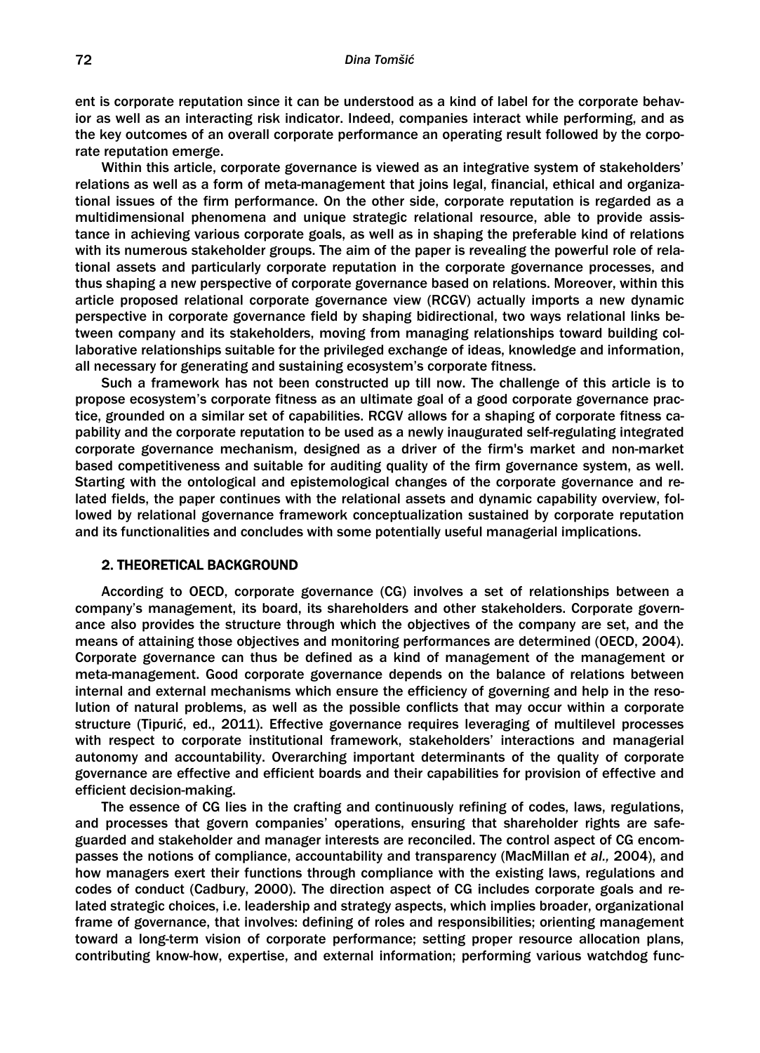ent is corporate reputation since it can be understood as a kind of label for the corporate behavior as well as an interacting risk indicator. Indeed, companies interact while performing, and as the key outcomes of an overall corporate performance an operating result followed by the corporate reputation emerge.

Within this article, corporate governance is viewed as an integrative system of stakeholders' relations as well as a form of meta-management that joins legal, financial, ethical and organizational issues of the firm performance. On the other side, corporate reputation is regarded as a multidimensional phenomena and unique strategic relational resource, able to provide assistance in achieving various corporate goals, as well as in shaping the preferable kind of relations with its numerous stakeholder groups. The aim of the paper is revealing the powerful role of relational assets and particularly corporate reputation in the corporate governance processes, and thus shaping a new perspective of corporate governance based on relations. Moreover, within this article proposed relational corporate governance view (RCGV) actually imports a new dynamic perspective in corporate governance field by shaping bidirectional, two ways relational links between company and its stakeholders, moving from managing relationships toward building collaborative relationships suitable for the privileged exchange of ideas, knowledge and information, all necessary for generating and sustaining ecosystem's corporate fitness.

Such a framework has not been constructed up till now. The challenge of this article is to propose ecosystem's corporate fitness as an ultimate goal of a good corporate governance practice, grounded on a similar set of capabilities. RCGV allows for a shaping of corporate fitness capability and the corporate reputation to be used as a newly inaugurated self-regulating integrated corporate governance mechanism, designed as a driver of the firm's market and non-market based competitiveness and suitable for auditing quality of the firm governance system, as well. Starting with the ontological and epistemological changes of the corporate governance and related fields, the paper continues with the relational assets and dynamic capability overview, followed by relational governance framework conceptualization sustained by corporate reputation and its functionalities and concludes with some potentially useful managerial implications.

## 2. THEORETICAL BACKGROUND

According to OECD, corporate governance (CG) involves a set of relationships between a company's management, its board, its shareholders and other stakeholders. Corporate governance also provides the structure through which the objectives of the company are set, and the means of attaining those objectives and monitoring performances are determined (OECD, 2004). Corporate governance can thus be defined as a kind of management of the management or meta-management. Good corporate governance depends on the balance of relations between internal and external mechanisms which ensure the efficiency of governing and help in the resolution of natural problems, as well as the possible conflicts that may occur within a corporate structure (Tipurić, ed., 2011). Effective governance requires leveraging of multilevel processes with respect to corporate institutional framework, stakeholders' interactions and managerial autonomy and accountability. Overarching important determinants of the quality of corporate governance are effective and efficient boards and their capabilities for provision of effective and efficient decision-making.

The essence of CG lies in the crafting and continuously refining of codes, laws, regulations, and processes that govern companies' operations, ensuring that shareholder rights are safeguarded and stakeholder and manager interests are reconciled. The control aspect of CG encompasses the notions of compliance, accountability and transparency (MacMillan *et al.,* 2004), and how managers exert their functions through compliance with the existing laws, regulations and codes of conduct (Cadbury, 2000). The direction aspect of CG includes corporate goals and related strategic choices, i.e. leadership and strategy aspects, which implies broader, organizational frame of governance, that involves: defining of roles and responsibilities; orienting management toward a long-term vision of corporate performance; setting proper resource allocation plans, contributing know-how, expertise, and external information; performing various watchdog func-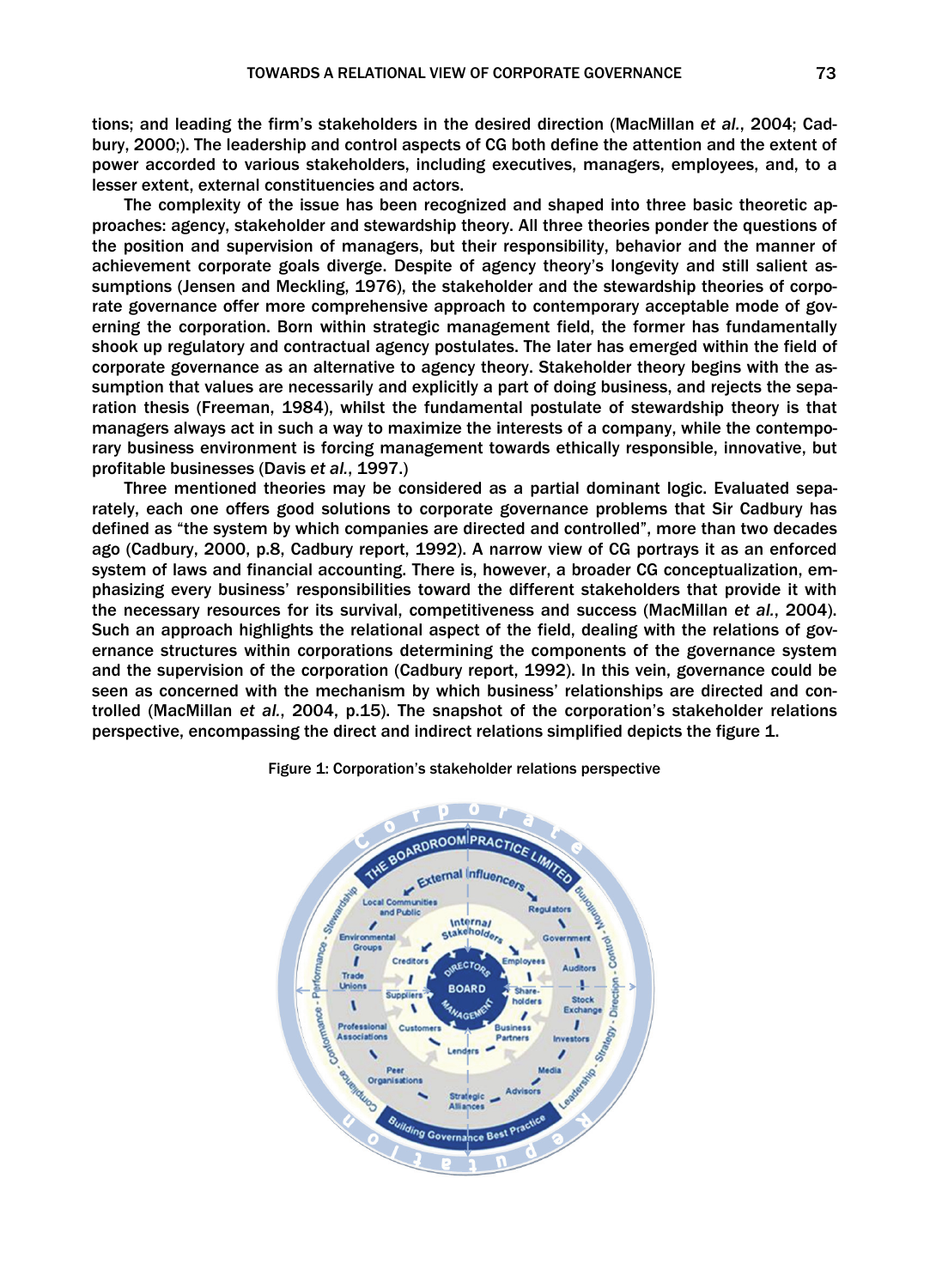tions; and leading the firm's stakeholders in the desired direction (MacMillan *et al.*, 2004; Cadbury, 2000;). The leadership and control aspects of CG both define the attention and the extent of power accorded to various stakeholders, including executives, managers, employees, and, to a lesser extent, external constituencies and actors.

The complexity of the issue has been recognized and shaped into three basic theoretic approaches: agency, stakeholder and stewardship theory. All three theories ponder the questions of the position and supervision of managers, but their responsibility, behavior and the manner of achievement corporate goals diverge. Despite of agency theory's longevity and still salient assumptions (Jensen and Meckling, 1976), the stakeholder and the stewardship theories of corporate governance offer more comprehensive approach to contemporary acceptable mode of governing the corporation. Born within strategic management field, the former has fundamentally shook up regulatory and contractual agency postulates. The later has emerged within the field of corporate governance as an alternative to agency theory. Stakeholder theory begins with the assumption that values are necessarily and explicitly a part of doing business, and rejects the separation thesis (Freeman, 1984), whilst the fundamental postulate of stewardship theory is that managers always act in such a way to maximize the interests of a company, while the contemporary business environment is forcing management towards ethically responsible, innovative, but profitable businesses (Davis *et al.*, 1997.)

Three mentioned theories may be considered as a partial dominant logic. Evaluated separately, each one offers good solutions to corporate governance problems that Sir Cadbury has defined as "the system by which companies are directed and controlled", more than two decades ago (Cadbury, 2000, p.8, Cadbury report, 1992). A narrow view of CG portrays it as an enforced system of laws and financial accounting. There is, however, a broader CG conceptualization, emphasizing every business' responsibilities toward the different stakeholders that provide it with the necessary resources for its survival, competitiveness and success (MacMillan *et al.*, 2004). Such an approach highlights the relational aspect of the field, dealing with the relations of governance structures within corporations determining the components of the governance system and the supervision of the corporation (Cadbury report, 1992). In this vein, governance could be seen as concerned with the mechanism by which business' relationships are directed and controlled (MacMillan *et al.*, 2004, p.15). The snapshot of the corporation's stakeholder relations perspective, encompassing the direct and indirect relations simplified depicts the figure 1.

Figure 1: Corporation's stakeholder relations perspective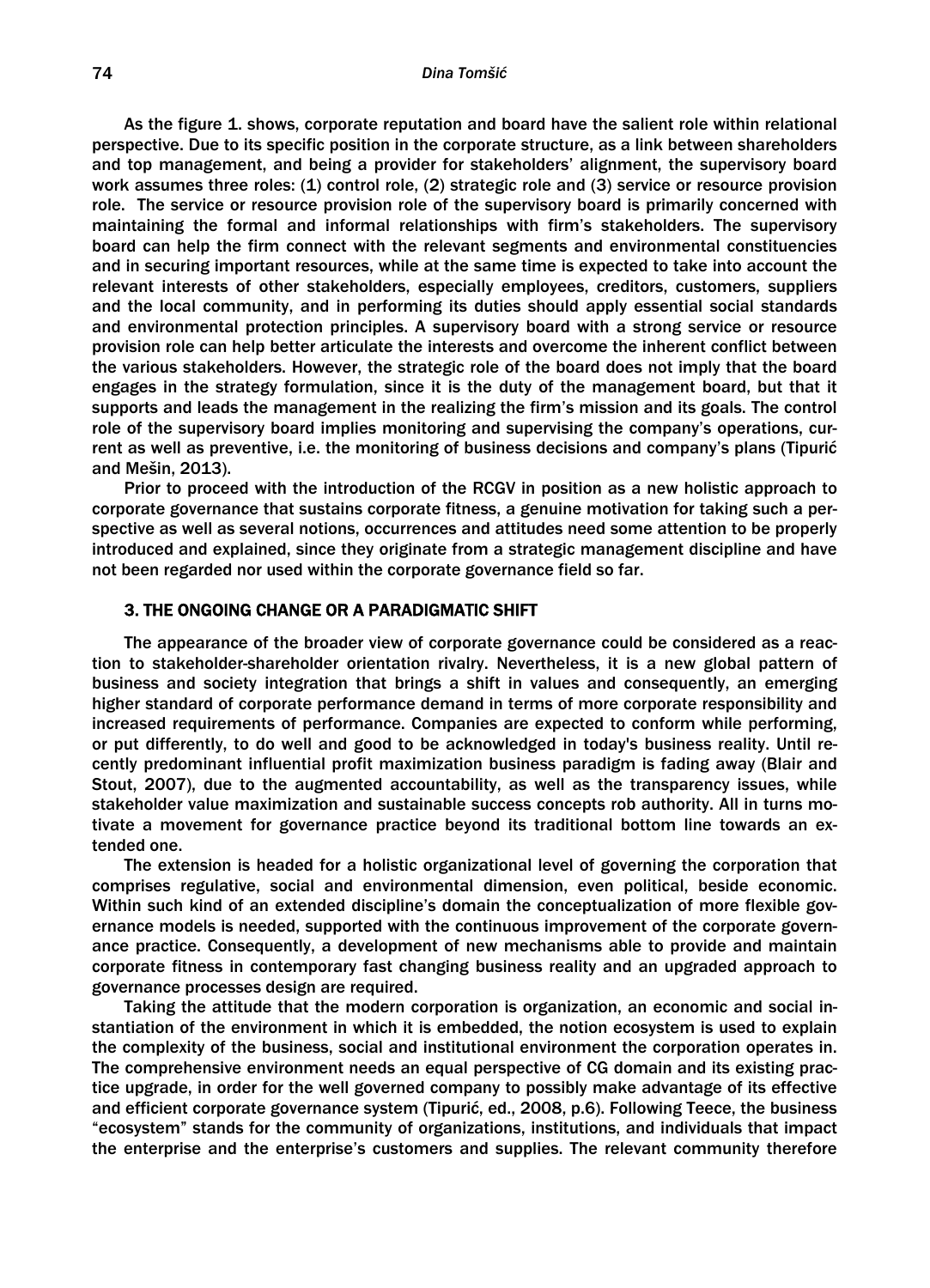As the figure 1. shows, corporate reputation and board have the salient role within relational perspective. Due to its specific position in the corporate structure, as a link between shareholders and top management, and being a provider for stakeholders' alignment, the supervisory board work assumes three roles: (1) control role, (2) strategic role and (3) service or resource provision role. The service or resource provision role of the supervisory board is primarily concerned with maintaining the formal and informal relationships with firm's stakeholders. The supervisory board can help the firm connect with the relevant segments and environmental constituencies and in securing important resources, while at the same time is expected to take into account the relevant interests of other stakeholders, especially employees, creditors, customers, suppliers and the local community, and in performing its duties should apply essential social standards and environmental protection principles. A supervisory board with a strong service or resource provision role can help better articulate the interests and overcome the inherent conflict between the various stakeholders. However, the strategic role of the board does not imply that the board engages in the strategy formulation, since it is the duty of the management board, but that it supports and leads the management in the realizing the firm's mission and its goals. The control role of the supervisory board implies monitoring and supervising the company's operations, current as well as preventive, i.e. the monitoring of business decisions and company's plans (Tipurić and Mešin, 2013).

Prior to proceed with the introduction of the RCGV in position as a new holistic approach to corporate governance that sustains corporate fitness, a genuine motivation for taking such a perspective as well as several notions, occurrences and attitudes need some attention to be properly introduced and explained, since they originate from a strategic management discipline and have not been regarded nor used within the corporate governance field so far.

## 3. THE ONGOING CHANGE OR A PARADIGMATIC SHIFT

The appearance of the broader view of corporate governance could be considered as a reaction to stakeholder-shareholder orientation rivalry. Nevertheless, it is a new global pattern of business and society integration that brings a shift in values and consequently, an emerging higher standard of corporate performance demand in terms of more corporate responsibility and increased requirements of performance. Companies are expected to conform while performing, or put differently, to do well and good to be acknowledged in today's business reality. Until recently predominant influential profit maximization business paradigm is fading away (Blair and Stout, 2007), due to the augmented accountability, as well as the transparency issues, while stakeholder value maximization and sustainable success concepts rob authority. All in turns motivate a movement for governance practice beyond its traditional bottom line towards an extended one.

The extension is headed for a holistic organizational level of governing the corporation that comprises regulative, social and environmental dimension, even political, beside economic. Within such kind of an extended discipline's domain the conceptualization of more flexible governance models is needed, supported with the continuous improvement of the corporate governance practice. Consequently, a development of new mechanisms able to provide and maintain corporate fitness in contemporary fast changing business reality and an upgraded approach to governance processes design are required.

Taking the attitude that the modern corporation is organization, an economic and social instantiation of the environment in which it is embedded, the notion ecosystem is used to explain the complexity of the business, social and institutional environment the corporation operates in. The comprehensive environment needs an equal perspective of CG domain and its existing practice upgrade, in order for the well governed company to possibly make advantage of its effective and efficient corporate governance system (Tipurić, ed., 2008, p.6). Following Teece, the business "ecosystem" stands for the community of organizations, institutions, and individuals that impact the enterprise and the enterprise's customers and supplies. The relevant community therefore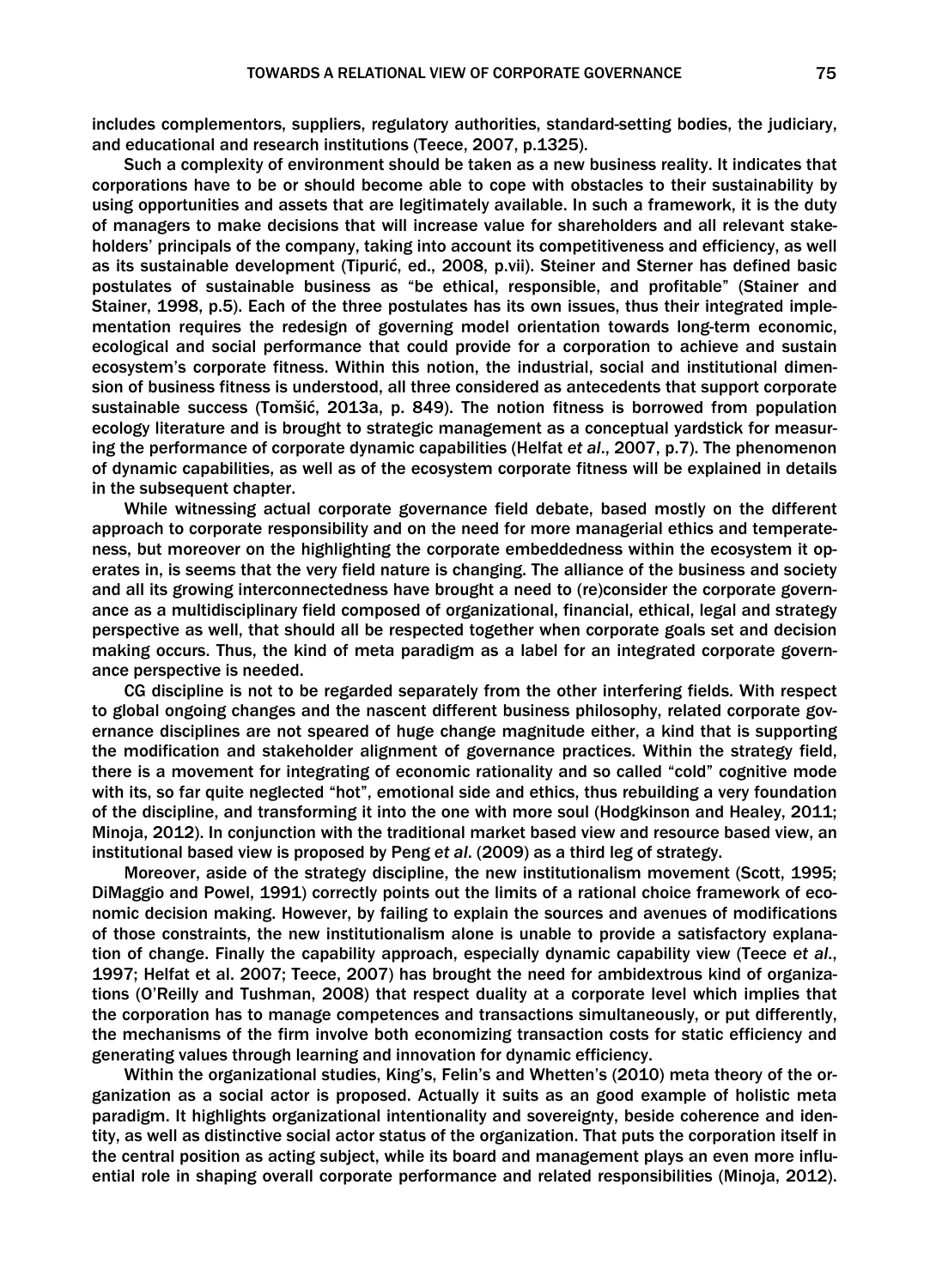includes complementors, suppliers, regulatory authorities, standard-setting bodies, the judiciary, and educational and research institutions (Teece, 2007, p.1325).

Such a complexity of environment should be taken as a new business reality. It indicates that corporations have to be or should become able to cope with obstacles to their sustainability by using opportunities and assets that are legitimately available. In such a framework, it is the duty of managers to make decisions that will increase value for shareholders and all relevant stakeholders' principals of the company, taking into account its competitiveness and efficiency, as well as its sustainable development (Tipurić, ed., 2008, p.vii). Steiner and Sterner has defined basic postulates of sustainable business as "be ethical, responsible, and profitable" (Stainer and Stainer, 1998, p.5). Each of the three postulates has its own issues, thus their integrated implementation requires the redesign of governing model orientation towards long-term economic, ecological and social performance that could provide for a corporation to achieve and sustain ecosystem's corporate fitness. Within this notion, the industrial, social and institutional dimension of business fitness is understood, all three considered as antecedents that support corporate sustainable success (Tomšić, 2013a, p. 849). The notion fitness is borrowed from population ecology literature and is brought to strategic management as a conceptual yardstick for measuring the performance of corporate dynamic capabilities (Helfat *et al*., 2007, p.7). The phenomenon of dynamic capabilities, as well as of the ecosystem corporate fitness will be explained in details in the subsequent chapter.

While witnessing actual corporate governance field debate, based mostly on the different approach to corporate responsibility and on the need for more managerial ethics and temperateness, but moreover on the highlighting the corporate embeddedness within the ecosystem it operates in, is seems that the very field nature is changing. The alliance of the business and society and all its growing interconnectedness have brought a need to (re)consider the corporate governance as a multidisciplinary field composed of organizational, financial, ethical, legal and strategy perspective as well, that should all be respected together when corporate goals set and decision making occurs. Thus, the kind of meta paradigm as a label for an integrated corporate governance perspective is needed.

CG discipline is not to be regarded separately from the other interfering fields. With respect to global ongoing changes and the nascent different business philosophy, related corporate governance disciplines are not speared of huge change magnitude either, a kind that is supporting the modification and stakeholder alignment of governance practices. Within the strategy field, there is a movement for integrating of economic rationality and so called "cold" cognitive mode with its, so far quite neglected "hot", emotional side and ethics, thus rebuilding a very foundation of the discipline, and transforming it into the one with more soul (Hodgkinson and Healey, 2011; Minoja, 2012). In conjunction with the traditional market based view and resource based view, an institutional based view is proposed by Peng *et al*. (2009) as a third leg of strategy.

Moreover, aside of the strategy discipline, the new institutionalism movement (Scott, 1995; DiMaggio and Powel, 1991) correctly points out the limits of a rational choice framework of economic decision making. However, by failing to explain the sources and avenues of modifications of those constraints, the new institutionalism alone is unable to provide a satisfactory explanation of change. Finally the capability approach, especially dynamic capability view (Teece *et al*., 1997; Helfat et al. 2007; Teece, 2007) has brought the need for ambidextrous kind of organizations (O'Reilly and Tushman, 2008) that respect duality at a corporate level which implies that the corporation has to manage competences and transactions simultaneously, or put differently, the mechanisms of the firm involve both economizing transaction costs for static efficiency and generating values through learning and innovation for dynamic efficiency.

Within the organizational studies, King's, Felin's and Whetten's (2010) meta theory of the organization as a social actor is proposed. Actually it suits as an good example of holistic meta paradigm. It highlights organizational intentionality and sovereignty, beside coherence and identity, as well as distinctive social actor status of the organization. That puts the corporation itself in the central position as acting subject, while its board and management plays an even more influential role in shaping overall corporate performance and related responsibilities (Minoja, 2012).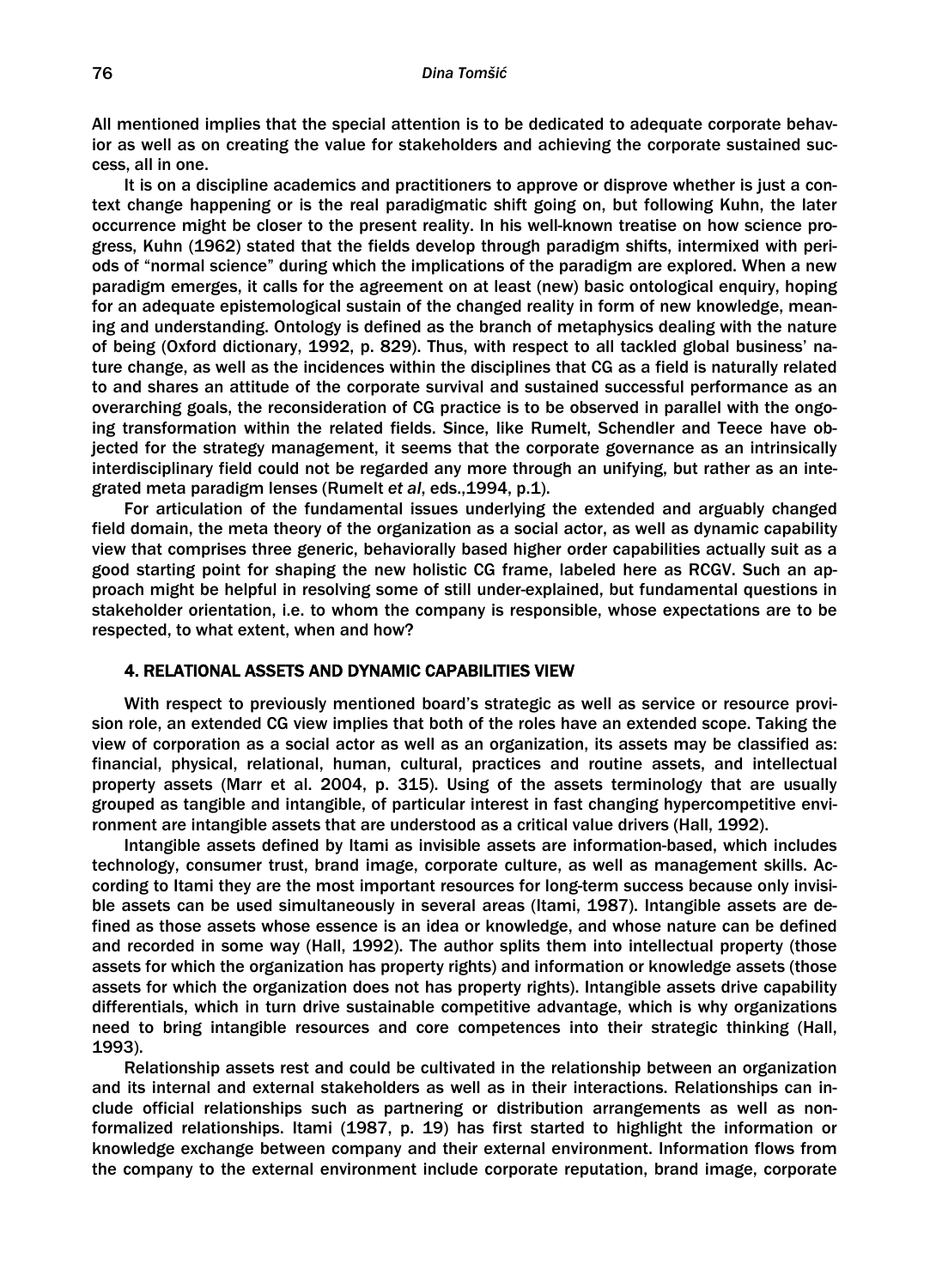All mentioned implies that the special attention is to be dedicated to adequate corporate behavior as well as on creating the value for stakeholders and achieving the corporate sustained success, all in one.

It is on a discipline academics and practitioners to approve or disprove whether is just a context change happening or is the real paradigmatic shift going on, but following Kuhn, the later occurrence might be closer to the present reality. In his well-known treatise on how science progress, Kuhn (1962) stated that the fields develop through paradigm shifts, intermixed with periods of "normal science" during which the implications of the paradigm are explored. When a new paradigm emerges, it calls for the agreement on at least (new) basic ontological enquiry, hoping for an adequate epistemological sustain of the changed reality in form of new knowledge, meaning and understanding. Ontology is defined as the branch of metaphysics dealing with the nature of being (Oxford dictionary, 1992, p. 829). Thus, with respect to all tackled global business' nature change, as well as the incidences within the disciplines that CG as a field is naturally related to and shares an attitude of the corporate survival and sustained successful performance as an overarching goals, the reconsideration of CG practice is to be observed in parallel with the ongoing transformation within the related fields. Since, like Rumelt, Schendler and Teece have objected for the strategy management, it seems that the corporate governance as an intrinsically interdisciplinary field could not be regarded any more through an unifying, but rather as an integrated meta paradigm lenses (Rumelt *et al*, eds.,1994, p.1).

For articulation of the fundamental issues underlying the extended and arguably changed field domain, the meta theory of the organization as a social actor, as well as dynamic capability view that comprises three generic, behaviorally based higher order capabilities actually suit as a good starting point for shaping the new holistic CG frame, labeled here as RCGV. Such an approach might be helpful in resolving some of still under-explained, but fundamental questions in stakeholder orientation, i.e. to whom the company is responsible, whose expectations are to be respected, to what extent, when and how?

## 4. RELATIONAL ASSETS AND DYNAMIC CAPABILITIES VIEW

With respect to previously mentioned board's strategic as well as service or resource provision role, an extended CG view implies that both of the roles have an extended scope. Taking the view of corporation as a social actor as well as an organization, its assets may be classified as: financial, physical, relational, human, cultural, practices and routine assets, and intellectual property assets (Marr et al. 2004, p. 315). Using of the assets terminology that are usually grouped as tangible and intangible, of particular interest in fast changing hypercompetitive environment are intangible assets that are understood as a critical value drivers (Hall, 1992).

Intangible assets defined by Itami as invisible assets are information-based, which includes technology, consumer trust, brand image, corporate culture, as well as management skills. According to Itami they are the most important resources for long-term success because only invisible assets can be used simultaneously in several areas (Itami, 1987). Intangible assets are defined as those assets whose essence is an idea or knowledge, and whose nature can be defined and recorded in some way (Hall, 1992). The author splits them into intellectual property (those assets for which the organization has property rights) and information or knowledge assets (those assets for which the organization does not has property rights). Intangible assets drive capability differentials, which in turn drive sustainable competitive advantage, which is why organizations need to bring intangible resources and core competences into their strategic thinking (Hall, 1993).

Relationship assets rest and could be cultivated in the relationship between an organization and its internal and external stakeholders as well as in their interactions. Relationships can include official relationships such as partnering or distribution arrangements as well as non-formalized relationships. Itami (1987, p. 19) has first started to highlight the information or knowledge exchange between company and their external environment. Information flows from the company to the external environment include corporate reputation, brand image, corporate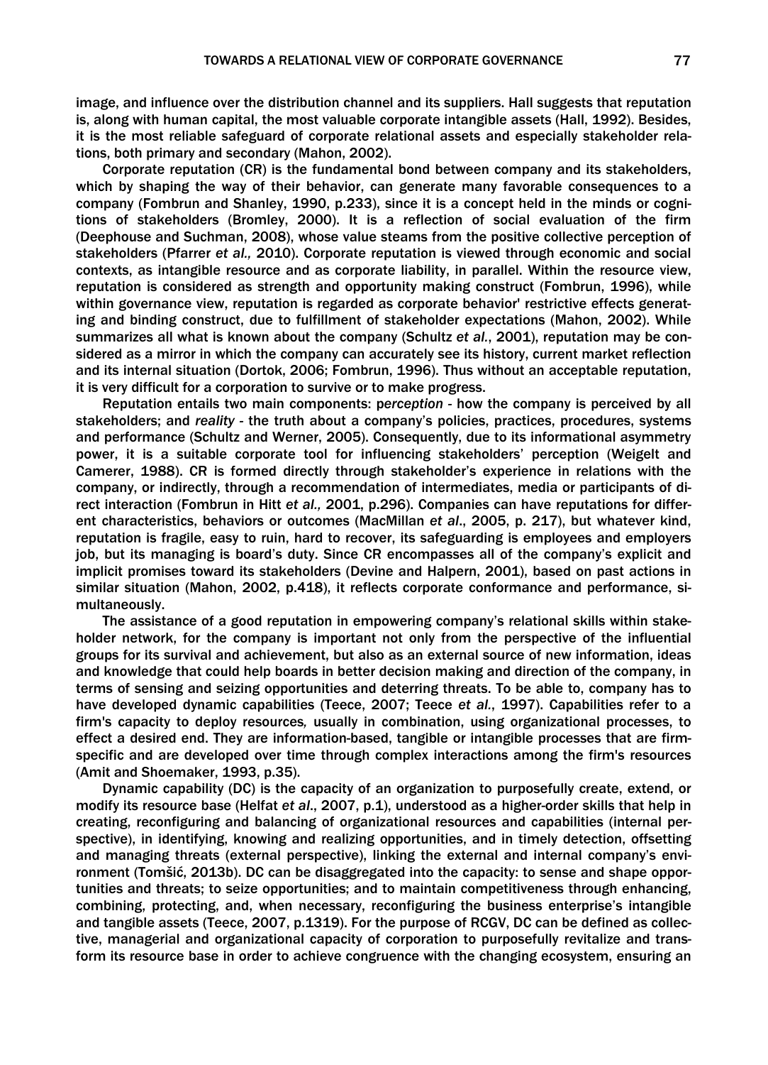image, and influence over the distribution channel and its suppliers. Hall suggests that reputation is, along with human capital, the most valuable corporate intangible assets (Hall, 1992). Besides, it is the most reliable safeguard of corporate relational assets and especially stakeholder relations, both primary and secondary (Mahon, 2002).

Corporate reputation (CR) is the fundamental bond between company and its stakeholders, which by shaping the way of their behavior, can generate many favorable consequences to a company (Fombrun and Shanley, 1990, p.233), since it is a concept held in the minds or cognitions of stakeholders (Bromley, 2000). It is a reflection of social evaluation of the firm (Deephouse and Suchman, 2008), whose value steams from the positive collective perception of stakeholders (Pfarrer *et al.,* 2010). Corporate reputation is viewed through economic and social contexts, as intangible resource and as corporate liability, in parallel. Within the resource view, reputation is considered as strength and opportunity making construct (Fombrun, 1996), while within governance view, reputation is regarded as corporate behavior' restrictive effects generating and binding construct, due to fulfillment of stakeholder expectations (Mahon, 2002). While summarizes all what is known about the company (Schultz *et al.*, 2001), reputation may be considered as a mirror in which the company can accurately see its history, current market reflection and its internal situation (Dortok, 2006; Fombrun, 1996). Thus without an acceptable reputation, it is very difficult for a corporation to survive or to make progress.

Reputation entails two main components: p*erception* - how the company is perceived by all stakeholders; and *reality* - the truth about a company's policies, practices, procedures, systems and performance (Schultz and Werner, 2005). Consequently, due to its informational asymmetry power, it is a suitable corporate tool for influencing stakeholders' perception (Weigelt and Camerer, 1988). CR is formed directly through stakeholder's experience in relations with the company, or indirectly, through a recommendation of intermediates, media or participants of direct interaction (Fombrun in Hitt *et al.,* 2001, p.296). Companies can have reputations for different characteristics, behaviors or outcomes (MacMillan *et al*., 2005, p. 217), but whatever kind, reputation is fragile, easy to ruin, hard to recover, its safeguarding is employees and employers job, but its managing is board's duty. Since CR encompasses all of the company's explicit and implicit promises toward its stakeholders (Devine and Halpern, 2001), based on past actions in similar situation (Mahon, 2002, p.418), it reflects corporate conformance and performance, simultaneously.

The assistance of a good reputation in empowering company's relational skills within stakeholder network, for the company is important not only from the perspective of the influential groups for its survival and achievement, but also as an external source of new information, ideas and knowledge that could help boards in better decision making and direction of the company, in terms of sensing and seizing opportunities and deterring threats. To be able to, company has to have developed dynamic capabilities (Teece, 2007; Teece *et al.*, 1997). Capabilities refer to a firm's capacity to deploy resources*,* usually in combination, using organizational processes, to effect a desired end. They are information-based, tangible or intangible processes that are firm-specific and are developed over time through complex interactions among the firm's resources (Amit and Shoemaker, 1993, p.35).

Dynamic capability (DC) is the capacity of an organization to purposefully create, extend, or modify its resource base (Helfat *et al*., 2007, p.1), understood as a higher-order skills that help in creating, reconfiguring and balancing of organizational resources and capabilities (internal perspective), in identifying, knowing and realizing opportunities, and in timely detection, offsetting and managing threats (external perspective), linking the external and internal company's environment (Tomšić, 2013b). DC can be disaggregated into the capacity: to sense and shape opportunities and threats; to seize opportunities; and to maintain competitiveness through enhancing, combining, protecting, and, when necessary, reconfiguring the business enterprise's intangible and tangible assets (Teece, 2007, p.1319). For the purpose of RCGV, DC can be defined as collective, managerial and organizational capacity of corporation to purposefully revitalize and transform its resource base in order to achieve congruence with the changing ecosystem, ensuring an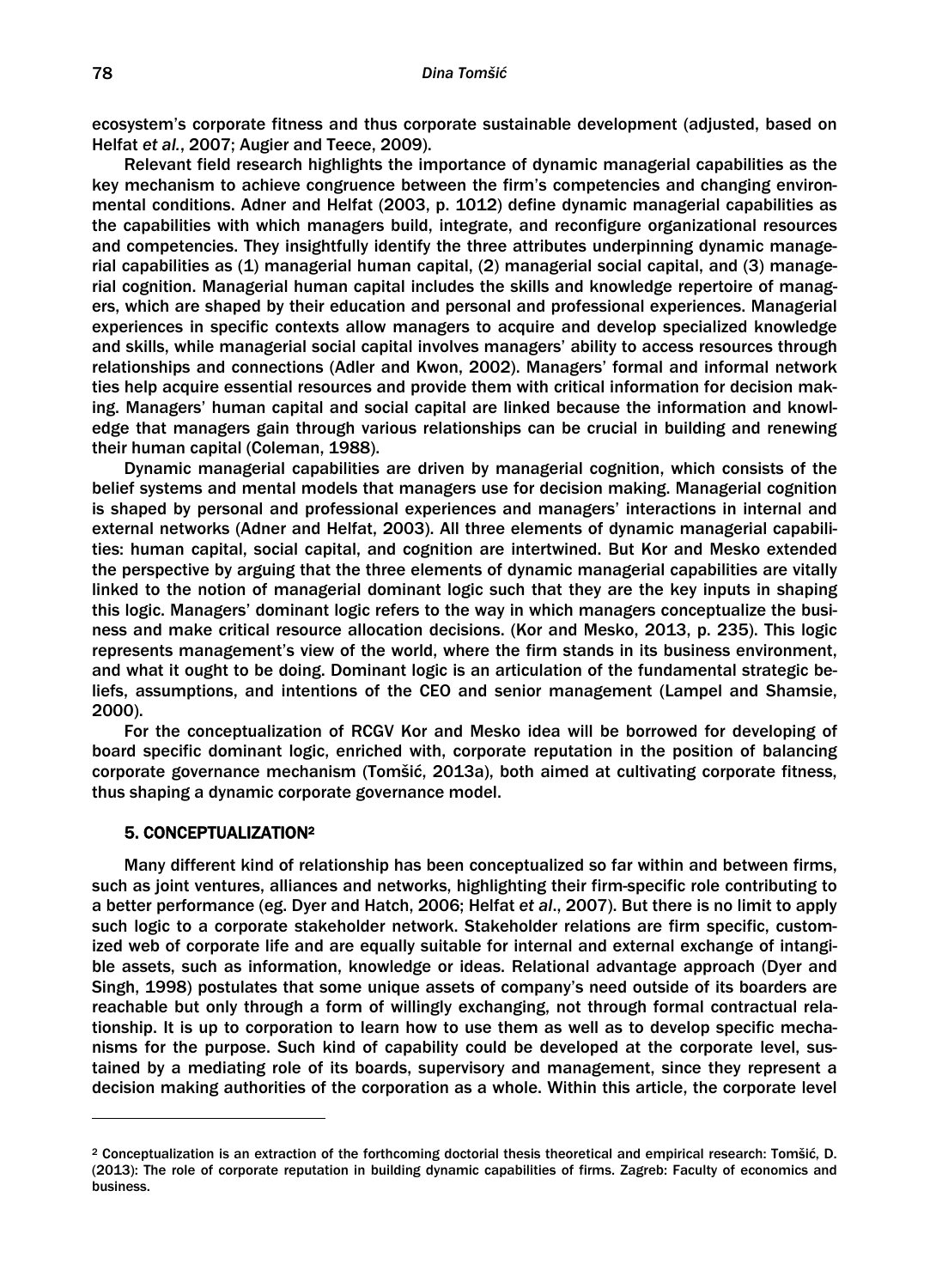ecosystem's corporate fitness and thus corporate sustainable development (adjusted, based on Helfat *et al.*, 2007; Augier and Teece, 2009).

Relevant field research highlights the importance of dynamic managerial capabilities as the key mechanism to achieve congruence between the firm's competencies and changing environmental conditions. Adner and Helfat (2003, p. 1012) define dynamic managerial capabilities as the capabilities with which managers build, integrate, and reconfigure organizational resources and competencies. They insightfully identify the three attributes underpinning dynamic managerial capabilities as (1) managerial human capital, (2) managerial social capital, and (3) managerial cognition. Managerial human capital includes the skills and knowledge repertoire of managers, which are shaped by their education and personal and professional experiences. Managerial experiences in specific contexts allow managers to acquire and develop specialized knowledge and skills, while managerial social capital involves managers' ability to access resources through relationships and connections (Adler and Kwon, 2002). Managers' formal and informal network ties help acquire essential resources and provide them with critical information for decision making. Managers' human capital and social capital are linked because the information and knowledge that managers gain through various relationships can be crucial in building and renewing their human capital (Coleman, 1988).

Dynamic managerial capabilities are driven by managerial cognition, which consists of the belief systems and mental models that managers use for decision making. Managerial cognition is shaped by personal and professional experiences and managers' interactions in internal and external networks (Adner and Helfat, 2003). All three elements of dynamic managerial capabilities: human capital, social capital, and cognition are intertwined. But Kor and Mesko extended the perspective by arguing that the three elements of dynamic managerial capabilities are vitally linked to the notion of managerial dominant logic such that they are the key inputs in shaping this logic. Managers' dominant logic refers to the way in which managers conceptualize the business and make critical resource allocation decisions. (Kor and Mesko, 2013, p. 235). This logic represents management's view of the world, where the firm stands in its business environment, and what it ought to be doing. Dominant logic is an articulation of the fundamental strategic beliefs, assumptions, and intentions of the CEO and senior management (Lampel and Shamsie, 2000).

For the conceptualization of RCGV Kor and Mesko idea will be borrowed for developing of board specific dominant logic, enriched with, corporate reputation in the position of balancing corporate governance mechanism (Tomšić, 2013a), both aimed at cultivating corporate fitness, thus shaping a dynamic corporate governance model.

## 5. CONCEPTUALIZATION[2]

Many different kind of relationship has been conceptualized so far within and between firms, such as joint ventures, alliances and networks, highlighting their firm-specific role contributing to a better performance (eg. Dyer and Hatch, 2006; Helfat *et al*., 2007). But there is no limit to apply such logic to a corporate stakeholder network. Stakeholder relations are firm specific, customized web of corporate life and are equally suitable for internal and external exchange of intangible assets, such as information, knowledge or ideas. Relational advantage approach (Dyer and Singh, 1998) postulates that some unique assets of company's need outside of its boarders are reachable but only through a form of willingly exchanging, not through formal contractual relationship. It is up to corporation to learn how to use them as well as to develop specific mechanisms for the purpose. Such kind of capability could be developed at the corporate level, sustained by a mediating role of its boards, supervisory and management, since they represent a decision making authorities of the corporation as a whole. Within this article, the corporate level

---

[2] Conceptualization is an extraction of the forthcoming doctorial thesis theoretical and empirical research: Tomšić, D. (2013): The role of corporate reputation in building dynamic capabilities of firms. Zagreb: Faculty of economics and business.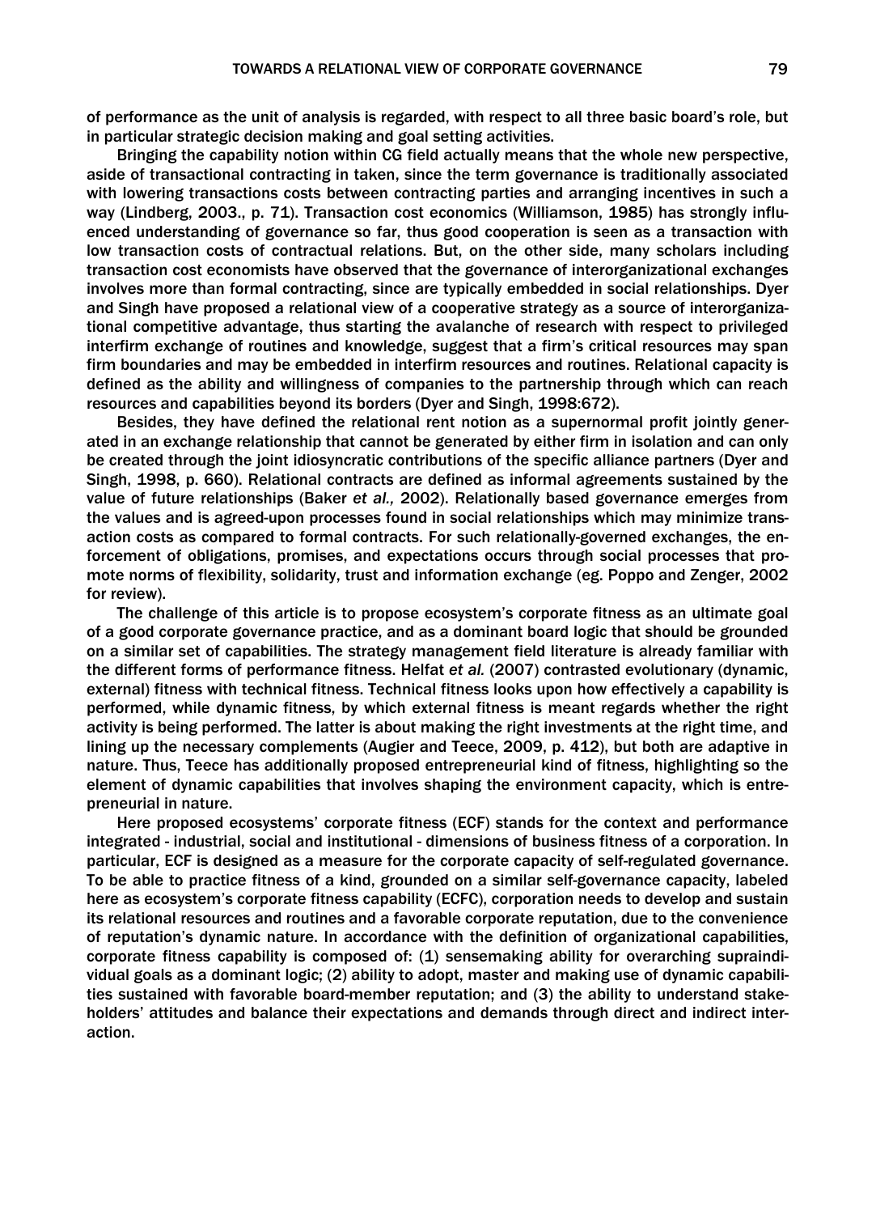of performance as the unit of analysis is regarded, with respect to all three basic board's role, but in particular strategic decision making and goal setting activities.

Bringing the capability notion within CG field actually means that the whole new perspective, aside of transactional contracting in taken, since the term governance is traditionally associated with lowering transactions costs between contracting parties and arranging incentives in such a way (Lindberg, 2003., p. 71). Transaction cost economics (Williamson, 1985) has strongly influenced understanding of governance so far, thus good cooperation is seen as a transaction with low transaction costs of contractual relations. But, on the other side, many scholars including transaction cost economists have observed that the governance of interorganizational exchanges involves more than formal contracting, since are typically embedded in social relationships. Dyer and Singh have proposed a relational view of a cooperative strategy as a source of interorganizational competitive advantage, thus starting the avalanche of research with respect to privileged interfirm exchange of routines and knowledge, suggest that a firm's critical resources may span firm boundaries and may be embedded in interfirm resources and routines. Relational capacity is defined as the ability and willingness of companies to the partnership through which can reach resources and capabilities beyond its borders (Dyer and Singh, 1998:672).

Besides, they have defined the relational rent notion as a supernormal profit jointly generated in an exchange relationship that cannot be generated by either firm in isolation and can only be created through the joint idiosyncratic contributions of the specific alliance partners (Dyer and Singh, 1998, p. 660). Relational contracts are defined as informal agreements sustained by the value of future relationships (Baker *et al.,* 2002). Relationally based governance emerges from the values and is agreed-upon processes found in social relationships which may minimize transaction costs as compared to formal contracts. For such relationally-governed exchanges, the enforcement of obligations, promises, and expectations occurs through social processes that promote norms of flexibility, solidarity, trust and information exchange (eg. Poppo and Zenger, 2002 for review).

The challenge of this article is to propose ecosystem's corporate fitness as an ultimate goal of a good corporate governance practice, and as a dominant board logic that should be grounded on a similar set of capabilities. The strategy management field literature is already familiar with the different forms of performance fitness. Helfat *et al.* (2007) contrasted evolutionary (dynamic, external) fitness with technical fitness. Technical fitness looks upon how effectively a capability is performed, while dynamic fitness, by which external fitness is meant regards whether the right activity is being performed. The latter is about making the right investments at the right time, and lining up the necessary complements (Augier and Teece, 2009, p. 412), but both are adaptive in nature. Thus, Teece has additionally proposed entrepreneurial kind of fitness, highlighting so the element of dynamic capabilities that involves shaping the environment capacity, which is entrepreneurial in nature.

Here proposed ecosystems' corporate fitness (ECF) stands for the context and performance integrated - industrial, social and institutional - dimensions of business fitness of a corporation. In particular, ECF is designed as a measure for the corporate capacity of self-regulated governance. To be able to practice fitness of a kind, grounded on a similar self-governance capacity, labeled here as ecosystem's corporate fitness capability (ECFC), corporation needs to develop and sustain its relational resources and routines and a favorable corporate reputation, due to the convenience of reputation's dynamic nature. In accordance with the definition of organizational capabilities, corporate fitness capability is composed of: (1) sensemaking ability for overarching supraindividual goals as a dominant logic; (2) ability to adopt, master and making use of dynamic capabilities sustained with favorable board-member reputation; and (3) the ability to understand stakeholders' attitudes and balance their expectations and demands through direct and indirect interaction.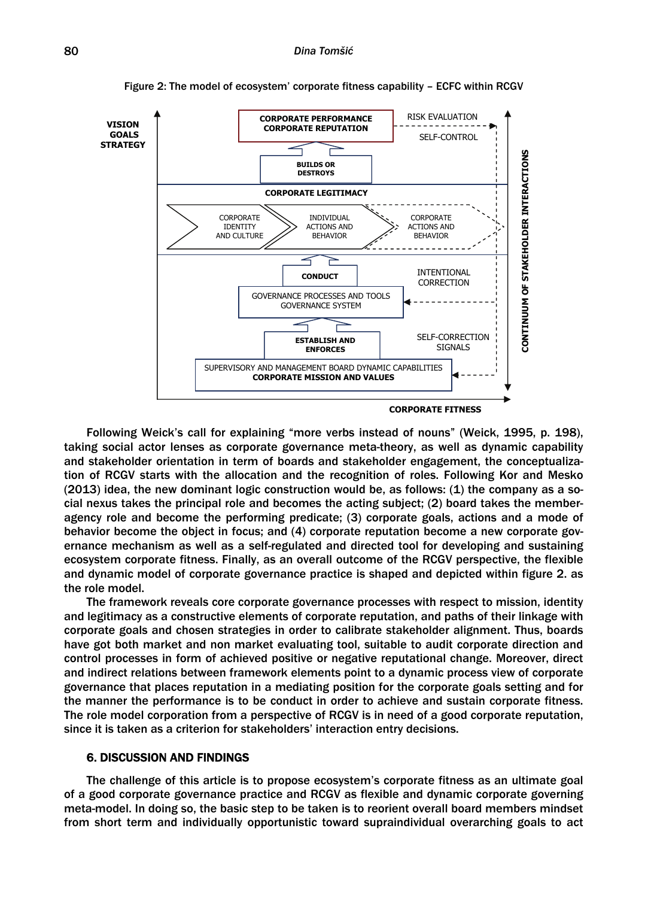Figure 2: The model of ecosystem' corporate fitness capability – ECFC within RCGV

Following Weick's call for explaining "more verbs instead of nouns" (Weick, 1995, p. 198), taking social actor lenses as corporate governance meta-theory, as well as dynamic capability and stakeholder orientation in term of boards and stakeholder engagement, the conceptualization of RCGV starts with the allocation and the recognition of roles. Following Kor and Mesko (2013) idea, the new dominant logic construction would be, as follows: (1) the company as a social nexus takes the principal role and becomes the acting subject; (2) board takes the member-agency role and become the performing predicate; (3) corporate goals, actions and a mode of behavior become the object in focus; and (4) corporate reputation become a new corporate governance mechanism as well as a self-regulated and directed tool for developing and sustaining ecosystem corporate fitness. Finally, as an overall outcome of the RCGV perspective, the flexible and dynamic model of corporate governance practice is shaped and depicted within figure 2. as the role model.

The framework reveals core corporate governance processes with respect to mission, identity and legitimacy as a constructive elements of corporate reputation, and paths of their linkage with corporate goals and chosen strategies in order to calibrate stakeholder alignment. Thus, boards have got both market and non market evaluating tool, suitable to audit corporate direction and control processes in form of achieved positive or negative reputational change. Moreover, direct and indirect relations between framework elements point to a dynamic process view of corporate governance that places reputation in a mediating position for the corporate goals setting and for the manner the performance is to be conduct in order to achieve and sustain corporate fitness. The role model corporation from a perspective of RCGV is in need of a good corporate reputation, since it is taken as a criterion for stakeholders' interaction entry decisions.

## 6. DISCUSSION AND FINDINGS

The challenge of this article is to propose ecosystem's corporate fitness as an ultimate goal of a good corporate governance practice and RCGV as flexible and dynamic corporate governing meta-model. In doing so, the basic step to be taken is to reorient overall board members mindset from short term and individually opportunistic toward supraindividual overarching goals to act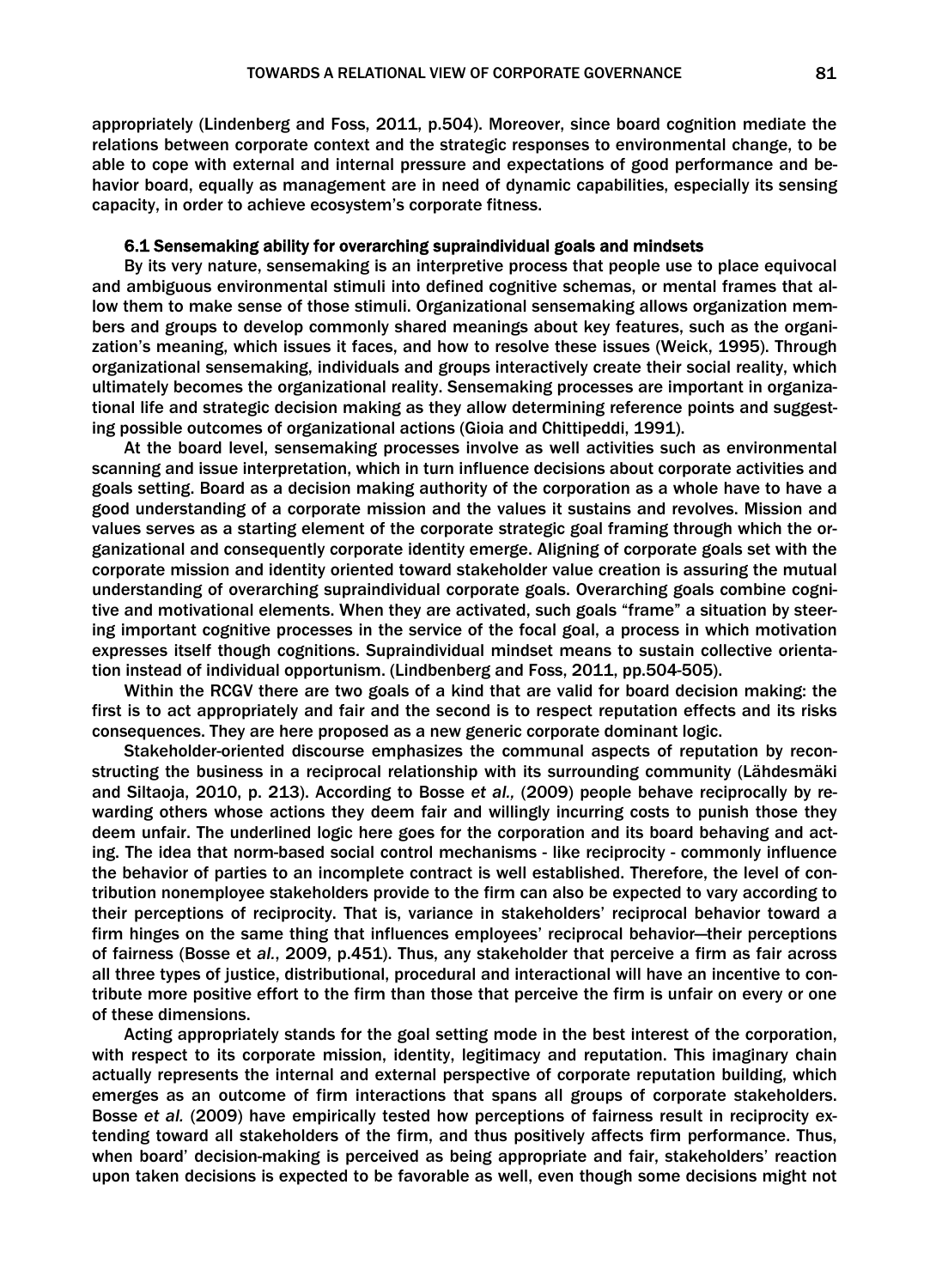appropriately (Lindenberg and Foss, 2011, p.504). Moreover, since board cognition mediate the relations between corporate context and the strategic responses to environmental change, to be able to cope with external and internal pressure and expectations of good performance and behavior board, equally as management are in need of dynamic capabilities, especially its sensing capacity, in order to achieve ecosystem's corporate fitness.

### 6.1 Sensemaking ability for overarching supraindividual goals and mindsets

By its very nature, sensemaking is an interpretive process that people use to place equivocal and ambiguous environmental stimuli into defined cognitive schemas, or mental frames that allow them to make sense of those stimuli. Organizational sensemaking allows organization members and groups to develop commonly shared meanings about key features, such as the organization's meaning, which issues it faces, and how to resolve these issues (Weick, 1995). Through organizational sensemaking, individuals and groups interactively create their social reality, which ultimately becomes the organizational reality. Sensemaking processes are important in organizational life and strategic decision making as they allow determining reference points and suggesting possible outcomes of organizational actions (Gioia and Chittipeddi, 1991).

At the board level, sensemaking processes involve as well activities such as environmental scanning and issue interpretation, which in turn influence decisions about corporate activities and goals setting. Board as a decision making authority of the corporation as a whole have to have a good understanding of a corporate mission and the values it sustains and revolves. Mission and values serves as a starting element of the corporate strategic goal framing through which the organizational and consequently corporate identity emerge. Aligning of corporate goals set with the corporate mission and identity oriented toward stakeholder value creation is assuring the mutual understanding of overarching supraindividual corporate goals. Overarching goals combine cognitive and motivational elements. When they are activated, such goals "frame" a situation by steering important cognitive processes in the service of the focal goal, a process in which motivation expresses itself though cognitions. Supraindividual mindset means to sustain collective orientation instead of individual opportunism. (Lindbenberg and Foss, 2011, pp.504-505).

Within the RCGV there are two goals of a kind that are valid for board decision making: the first is to act appropriately and fair and the second is to respect reputation effects and its risks consequences. They are here proposed as a new generic corporate dominant logic.

Stakeholder-oriented discourse emphasizes the communal aspects of reputation by reconstructing the business in a reciprocal relationship with its surrounding community (Lähdesmäki and Siltaoja, 2010, p. 213). According to Bosse *et al.,* (2009) people behave reciprocally by rewarding others whose actions they deem fair and willingly incurring costs to punish those they deem unfair. The underlined logic here goes for the corporation and its board behaving and acting. The idea that norm-based social control mechanisms - like reciprocity - commonly influence the behavior of parties to an incomplete contract is well established. Therefore, the level of contribution nonemployee stakeholders provide to the firm can also be expected to vary according to their perceptions of reciprocity. That is, variance in stakeholders' reciprocal behavior toward a firm hinges on the same thing that influences employees' reciprocal behavior—their perceptions of fairness (Bosse et *al.*, 2009, p.451). Thus, any stakeholder that perceive a firm as fair across all three types of justice, distributional, procedural and interactional will have an incentive to contribute more positive effort to the firm than those that perceive the firm is unfair on every or one of these dimensions.

Acting appropriately stands for the goal setting mode in the best interest of the corporation, with respect to its corporate mission, identity, legitimacy and reputation. This imaginary chain actually represents the internal and external perspective of corporate reputation building, which emerges as an outcome of firm interactions that spans all groups of corporate stakeholders. Bosse *et al.* (2009) have empirically tested how perceptions of fairness result in reciprocity extending toward all stakeholders of the firm, and thus positively affects firm performance. Thus, when board' decision-making is perceived as being appropriate and fair, stakeholders' reaction upon taken decisions is expected to be favorable as well, even though some decisions might not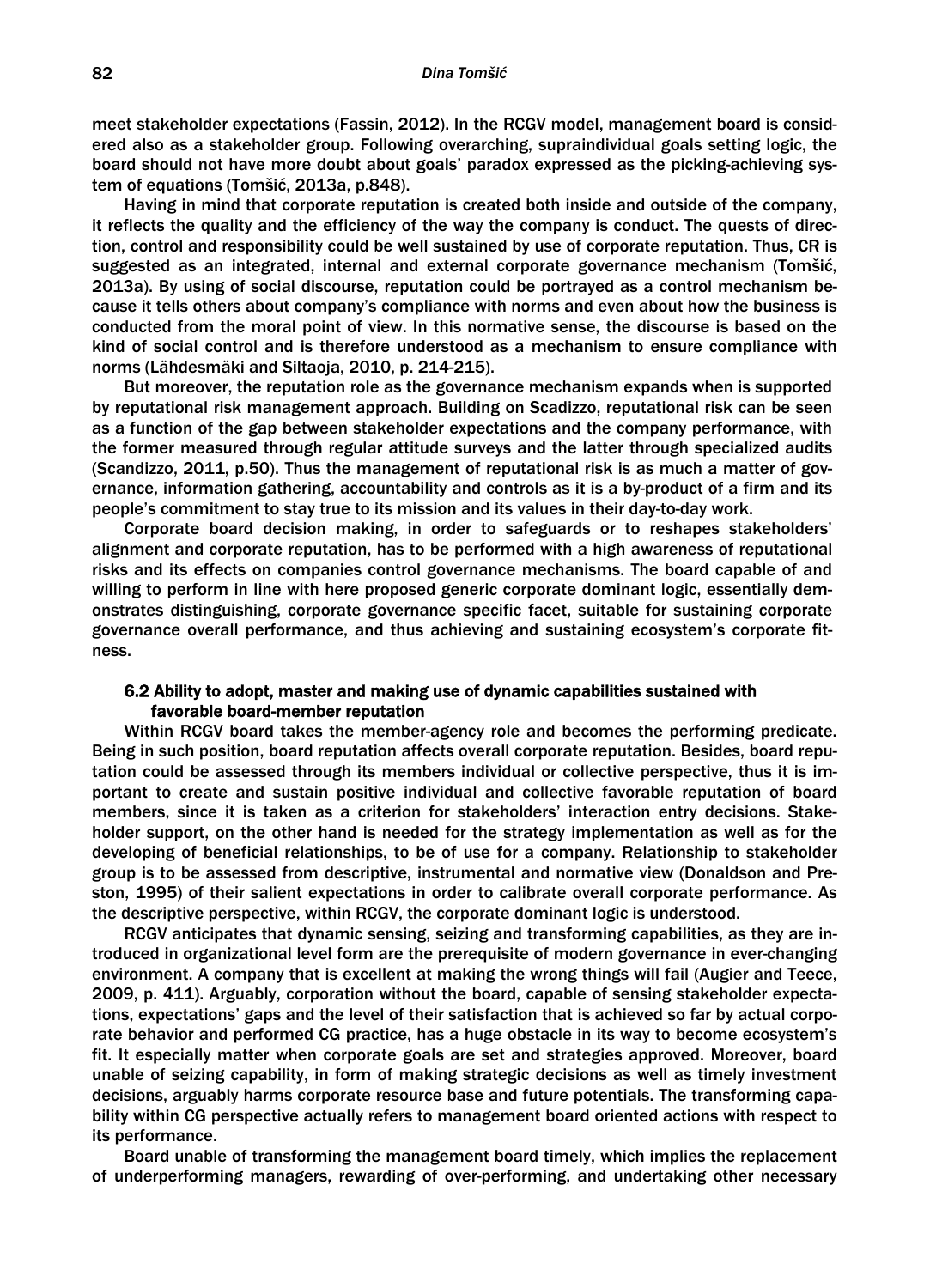meet stakeholder expectations (Fassin, 2012). In the RCGV model, management board is considered also as a stakeholder group. Following overarching, supraindividual goals setting logic, the board should not have more doubt about goals' paradox expressed as the picking-achieving system of equations (Tomšić, 2013a, p.848).

Having in mind that corporate reputation is created both inside and outside of the company, it reflects the quality and the efficiency of the way the company is conduct. The quests of direction, control and responsibility could be well sustained by use of corporate reputation. Thus, CR is suggested as an integrated, internal and external corporate governance mechanism (Tomšić, 2013a). By using of social discourse, reputation could be portrayed as a control mechanism because it tells others about company's compliance with norms and even about how the business is conducted from the moral point of view. In this normative sense, the discourse is based on the kind of social control and is therefore understood as a mechanism to ensure compliance with norms (Lähdesmäki and Siltaoja, 2010, p. 214-215).

But moreover, the reputation role as the governance mechanism expands when is supported by reputational risk management approach. Building on Scadizzo, reputational risk can be seen as a function of the gap between stakeholder expectations and the company performance, with the former measured through regular attitude surveys and the latter through specialized audits (Scandizzo, 2011, p.50). Thus the management of reputational risk is as much a matter of governance, information gathering, accountability and controls as it is a by-product of a firm and its people's commitment to stay true to its mission and its values in their day-to-day work.

Corporate board decision making, in order to safeguards or to reshapes stakeholders' alignment and corporate reputation, has to be performed with a high awareness of reputational risks and its effects on companies control governance mechanisms. The board capable of and willing to perform in line with here proposed generic corporate dominant logic, essentially demonstrates distinguishing, corporate governance specific facet, suitable for sustaining corporate governance overall performance, and thus achieving and sustaining ecosystem's corporate fitness.

### 6.2 Ability to adopt, master and making use of dynamic capabilities sustained with favorable board-member reputation

Within RCGV board takes the member-agency role and becomes the performing predicate. Being in such position, board reputation affects overall corporate reputation. Besides, board reputation could be assessed through its members individual or collective perspective, thus it is important to create and sustain positive individual and collective favorable reputation of board members, since it is taken as a criterion for stakeholders' interaction entry decisions. Stakeholder support, on the other hand is needed for the strategy implementation as well as for the developing of beneficial relationships, to be of use for a company. Relationship to stakeholder group is to be assessed from descriptive, instrumental and normative view (Donaldson and Preston, 1995) of their salient expectations in order to calibrate overall corporate performance. As the descriptive perspective, within RCGV, the corporate dominant logic is understood.

RCGV anticipates that dynamic sensing, seizing and transforming capabilities, as they are introduced in organizational level form are the prerequisite of modern governance in ever-changing environment. A company that is excellent at making the wrong things will fail (Augier and Teece, 2009, p. 411). Arguably, corporation without the board, capable of sensing stakeholder expectations, expectations' gaps and the level of their satisfaction that is achieved so far by actual corporate behavior and performed CG practice, has a huge obstacle in its way to become ecosystem's fit. It especially matter when corporate goals are set and strategies approved. Moreover, board unable of seizing capability, in form of making strategic decisions as well as timely investment decisions, arguably harms corporate resource base and future potentials. The transforming capability within CG perspective actually refers to management board oriented actions with respect to its performance.

Board unable of transforming the management board timely, which implies the replacement of underperforming managers, rewarding of over-performing, and undertaking other necessary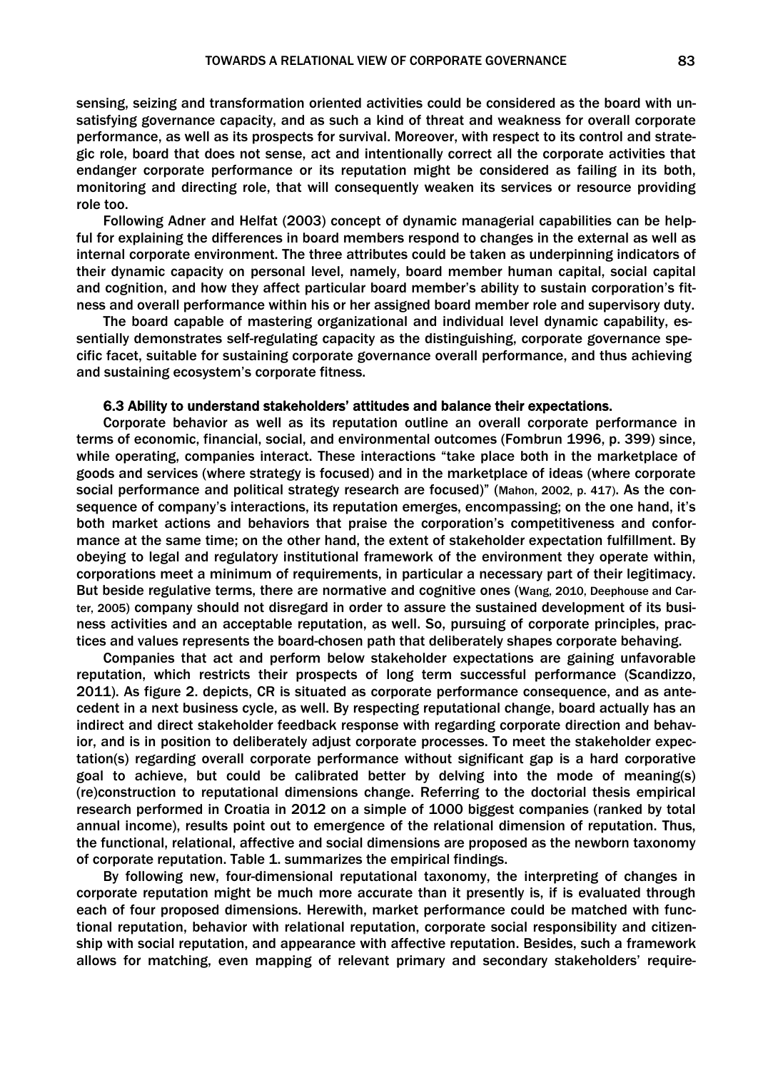sensing, seizing and transformation oriented activities could be considered as the board with unsatisfying governance capacity, and as such a kind of threat and weakness for overall corporate performance, as well as its prospects for survival. Moreover, with respect to its control and strategic role, board that does not sense, act and intentionally correct all the corporate activities that endanger corporate performance or its reputation might be considered as failing in its both, monitoring and directing role, that will consequently weaken its services or resource providing role too.

Following Adner and Helfat (2003) concept of dynamic managerial capabilities can be helpful for explaining the differences in board members respond to changes in the external as well as internal corporate environment. The three attributes could be taken as underpinning indicators of their dynamic capacity on personal level, namely, board member human capital, social capital and cognition, and how they affect particular board member's ability to sustain corporation's fitness and overall performance within his or her assigned board member role and supervisory duty.

The board capable of mastering organizational and individual level dynamic capability, essentially demonstrates self-regulating capacity as the distinguishing, corporate governance specific facet, suitable for sustaining corporate governance overall performance, and thus achieving and sustaining ecosystem's corporate fitness.

### 6.3 Ability to understand stakeholders' attitudes and balance their expectations.

Corporate behavior as well as its reputation outline an overall corporate performance in terms of economic, financial, social, and environmental outcomes (Fombrun 1996, p. 399) since, while operating, companies interact. These interactions "take place both in the marketplace of goods and services (where strategy is focused) and in the marketplace of ideas (where corporate social performance and political strategy research are focused)" (Mahon, 2002, p. 417). As the consequence of company's interactions, its reputation emerges, encompassing; on the one hand, it's both market actions and behaviors that praise the corporation's competitiveness and conformance at the same time; on the other hand, the extent of stakeholder expectation fulfillment. By obeying to legal and regulatory institutional framework of the environment they operate within, corporations meet a minimum of requirements, in particular a necessary part of their legitimacy. But beside regulative terms, there are normative and cognitive ones (Wang, 2010, Deephouse and Carter, 2005) company should not disregard in order to assure the sustained development of its business activities and an acceptable reputation, as well. So, pursuing of corporate principles, practices and values represents the board-chosen path that deliberately shapes corporate behaving.

Companies that act and perform below stakeholder expectations are gaining unfavorable reputation, which restricts their prospects of long term successful performance (Scandizzo, 2011). As figure 2. depicts, CR is situated as corporate performance consequence, and as antecedent in a next business cycle, as well. By respecting reputational change, board actually has an indirect and direct stakeholder feedback response with regarding corporate direction and behavior, and is in position to deliberately adjust corporate processes. To meet the stakeholder expectation(s) regarding overall corporate performance without significant gap is a hard corporative goal to achieve, but could be calibrated better by delving into the mode of meaning(s) (re)construction to reputational dimensions change. Referring to the doctorial thesis empirical research performed in Croatia in 2012 on a simple of 1000 biggest companies (ranked by total annual income), results point out to emergence of the relational dimension of reputation. Thus, the functional, relational, affective and social dimensions are proposed as the newborn taxonomy of corporate reputation. Table 1. summarizes the empirical findings.

By following new, four-dimensional reputational taxonomy, the interpreting of changes in corporate reputation might be much more accurate than it presently is, if is evaluated through each of four proposed dimensions. Herewith, market performance could be matched with functional reputation, behavior with relational reputation, corporate social responsibility and citizenship with social reputation, and appearance with affective reputation. Besides, such a framework allows for matching, even mapping of relevant primary and secondary stakeholders' require-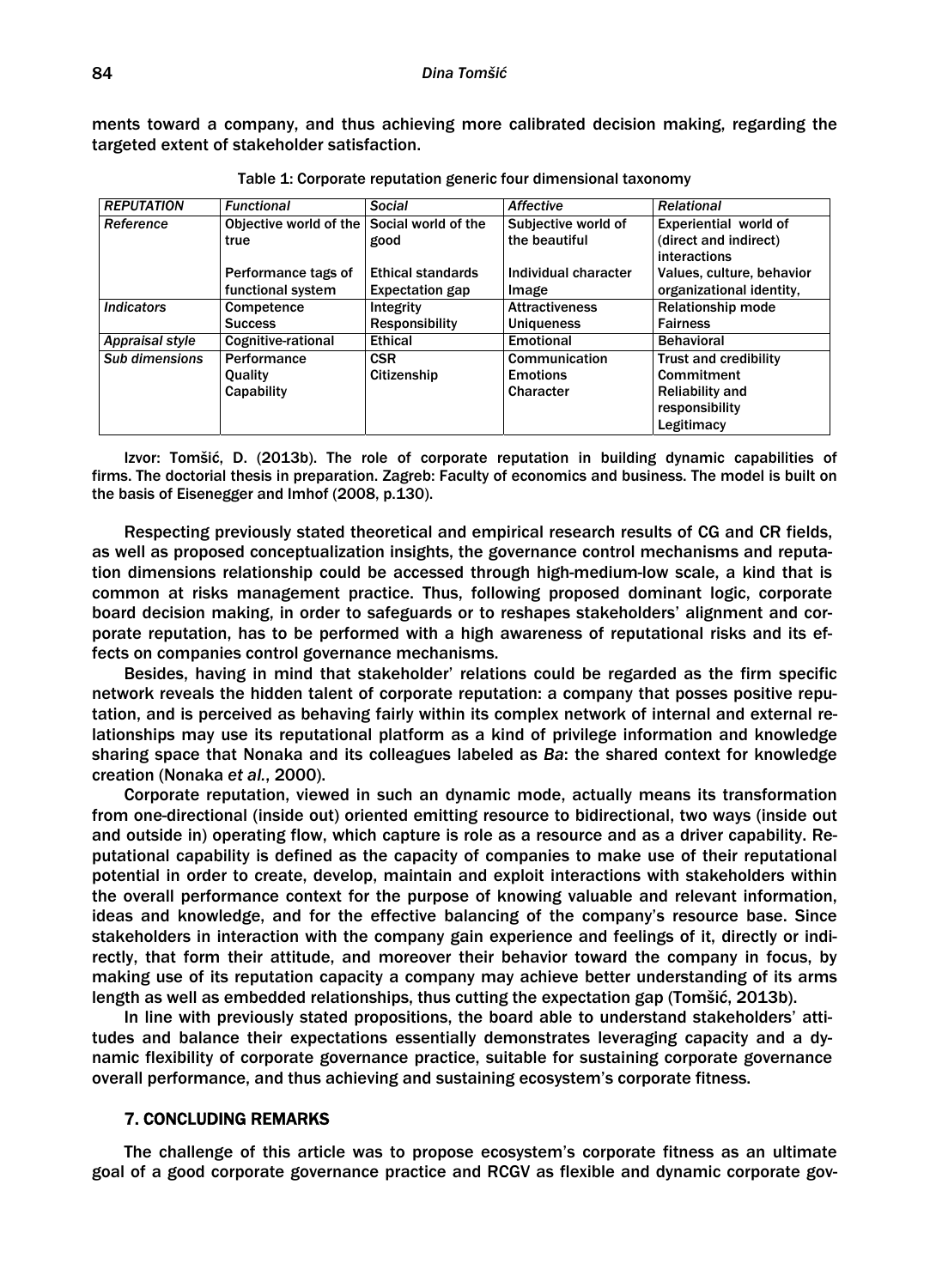ments toward a company, and thus achieving more calibrated decision making, regarding the targeted extent of stakeholder satisfaction.

Table 1: Corporate reputation generic four dimensional taxonomy

| *REPUTATION* | *Functional* | *Social* | *Affective* | *Relational* |
|---|---|---|---|---|
| *Reference* | Objective world of the true<br><br>Performance tags of functional system | Social world of the good<br><br>Ethical standards<br>Expectation gap | Subjective world of the beautiful<br><br>Individual character<br>Image | Experiential world of (direct and indirect) interactions<br>Values, culture, behavior organizational identity, |
| *Indicators* | Competence<br>Success | Integrity<br>Responsibility | Attractiveness<br>Uniqueness | Relationship mode<br>Fairness |
| *Appraisal style* | Cognitive-rational | Ethical | Emotional | Behavioral |
| *Sub dimensions* | Performance<br>Quality<br>Capability | CSR<br>Citizenship | Communication<br>Emotions<br>Character | Trust and credibility<br>Commitment<br>Reliability and responsibility<br>Legitimacy |

Izvor: Tomšić, D. (2013b). The role of corporate reputation in building dynamic capabilities of firms. The doctorial thesis in preparation. Zagreb: Faculty of economics and business. The model is built on the basis of Eisenegger and Imhof (2008, p.130).

Respecting previously stated theoretical and empirical research results of CG and CR fields, as well as proposed conceptualization insights, the governance control mechanisms and reputation dimensions relationship could be accessed through high-medium-low scale, a kind that is common at risks management practice. Thus, following proposed dominant logic, corporate board decision making, in order to safeguards or to reshapes stakeholders' alignment and corporate reputation, has to be performed with a high awareness of reputational risks and its effects on companies control governance mechanisms.

Besides, having in mind that stakeholder' relations could be regarded as the firm specific network reveals the hidden talent of corporate reputation: a company that posses positive reputation, and is perceived as behaving fairly within its complex network of internal and external relationships may use its reputational platform as a kind of privilege information and knowledge sharing space that Nonaka and its colleagues labeled as *Ba*: the shared context for knowledge creation (Nonaka *et al.*, 2000).

Corporate reputation, viewed in such an dynamic mode, actually means its transformation from one-directional (inside out) oriented emitting resource to bidirectional, two ways (inside out and outside in) operating flow, which capture is role as a resource and as a driver capability. Reputational capability is defined as the capacity of companies to make use of their reputational potential in order to create, develop, maintain and exploit interactions with stakeholders within the overall performance context for the purpose of knowing valuable and relevant information, ideas and knowledge, and for the effective balancing of the company's resource base. Since stakeholders in interaction with the company gain experience and feelings of it, directly or indirectly, that form their attitude, and moreover their behavior toward the company in focus, by making use of its reputation capacity a company may achieve better understanding of its arms length as well as embedded relationships, thus cutting the expectation gap (Tomšić, 2013b).

In line with previously stated propositions, the board able to understand stakeholders' attitudes and balance their expectations essentially demonstrates leveraging capacity and a dynamic flexibility of corporate governance practice, suitable for sustaining corporate governance overall performance, and thus achieving and sustaining ecosystem's corporate fitness.

## 7. CONCLUDING REMARKS

The challenge of this article was to propose ecosystem's corporate fitness as an ultimate goal of a good corporate governance practice and RCGV as flexible and dynamic corporate gov-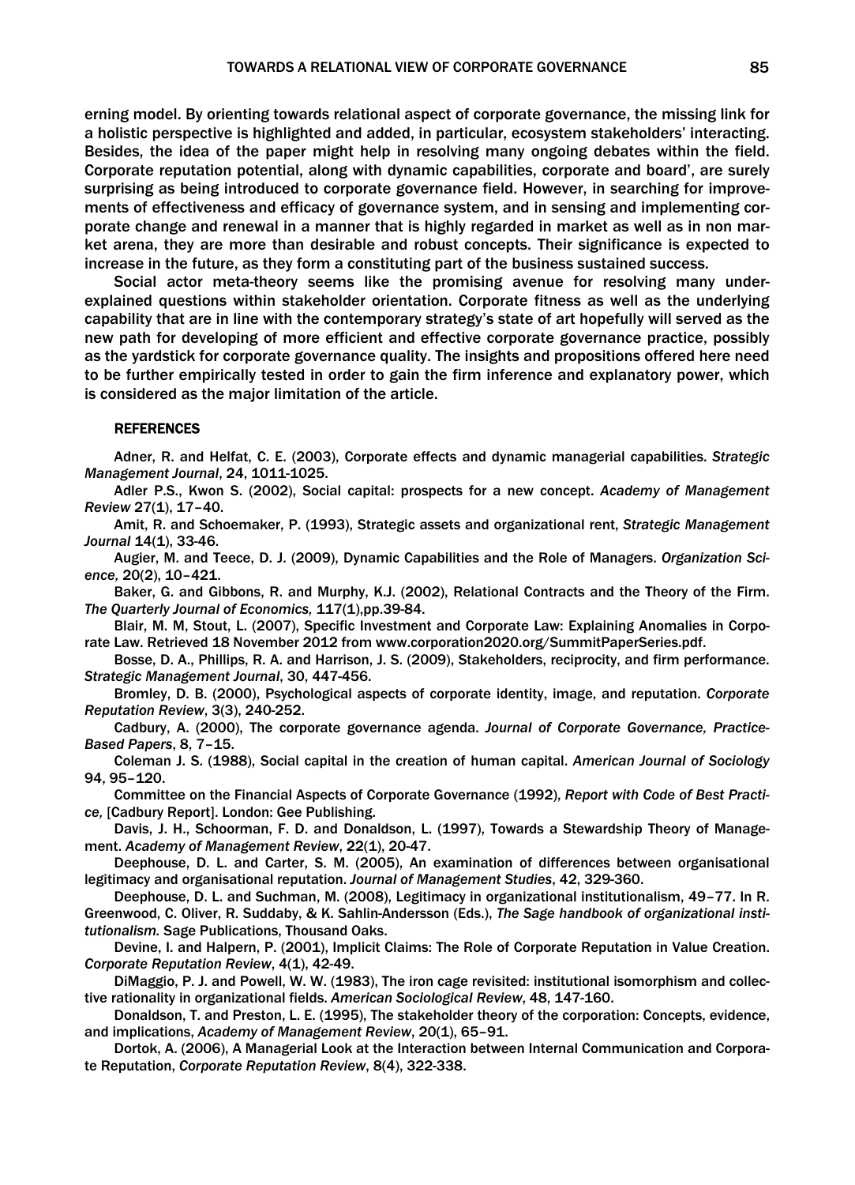erning model. By orienting towards relational aspect of corporate governance, the missing link for a holistic perspective is highlighted and added, in particular, ecosystem stakeholders' interacting. Besides, the idea of the paper might help in resolving many ongoing debates within the field. Corporate reputation potential, along with dynamic capabilities, corporate and board', are surely surprising as being introduced to corporate governance field. However, in searching for improvements of effectiveness and efficacy of governance system, and in sensing and implementing corporate change and renewal in a manner that is highly regarded in market as well as in non market arena, they are more than desirable and robust concepts. Their significance is expected to increase in the future, as they form a constituting part of the business sustained success.

Social actor meta-theory seems like the promising avenue for resolving many under-explained questions within stakeholder orientation. Corporate fitness as well as the underlying capability that are in line with the contemporary strategy's state of art hopefully will served as the new path for developing of more efficient and effective corporate governance practice, possibly as the yardstick for corporate governance quality. The insights and propositions offered here need to be further empirically tested in order to gain the firm inference and explanatory power, which is considered as the major limitation of the article.

## REFERENCES

Adner, R. and Helfat, C. E. (2003), Corporate effects and dynamic managerial capabilities. *Strategic Management Journal*, 24, 1011-1025.

Adler P.S., Kwon S. (2002), Social capital: prospects for a new concept. *Academy of Management Review* 27(1), 17–40.

Amit, R. and Schoemaker, P. (1993), Strategic assets and organizational rent, *Strategic Management Journal* 14(1), 33-46.

Augier, M. and Teece, D. J. (2009), Dynamic Capabilities and the Role of Managers. *Organization Science,* 20(2), 10–421.

Baker, G. and Gibbons, R. and Murphy, K.J. (2002), Relational Contracts and the Theory of the Firm. *The Quarterly Journal of Economics,* 117(1),pp.39-84.

Blair, M. M, Stout, L. (2007), Specific Investment and Corporate Law: Explaining Anomalies in Corporate Law. Retrieved 18 November 2012 from www.corporation2020.org/SummitPaperSeries.pdf.

Bosse, D. A., Phillips, R. A. and Harrison, J. S. (2009), Stakeholders, reciprocity, and firm performance. *Strategic Management Journal*, 30, 447-456.

Bromley, D. B. (2000), Psychological aspects of corporate identity, image, and reputation. *Corporate Reputation Review*, 3(3), 240-252.

Cadbury, A. (2000), The corporate governance agenda. *Journal of Corporate Governance, Practice-Based Papers*, 8, 7–15.

Coleman J. S. (1988), Social capital in the creation of human capital. *American Journal of Sociology* 94, 95–120.

Committee on the Financial Aspects of Corporate Governance (1992), *Report with Code of Best Practice,* [Cadbury Report]. London: Gee Publishing.

Davis, J. H., Schoorman, F. D. and Donaldson, L. (1997), Towards a Stewardship Theory of Management. *Academy of Management Review*, 22(1), 20-47.

Deephouse, D. L. and Carter, S. M. (2005), An examination of differences between organisational legitimacy and organisational reputation. *Journal of Management Studies*, 42, 329-360.

Deephouse, D. L. and Suchman, M. (2008), Legitimacy in organizational institutionalism, 49–77. In R. Greenwood, C. Oliver, R. Suddaby, & K. Sahlin-Andersson (Eds.), *The Sage handbook of organizational institutionalism.* Sage Publications, Thousand Oaks.

Devine, I. and Halpern, P. (2001), Implicit Claims: The Role of Corporate Reputation in Value Creation. *Corporate Reputation Review*, 4(1), 42-49.

DiMaggio, P. J. and Powell, W. W. (1983), The iron cage revisited: institutional isomorphism and collective rationality in organizational fields. *American Sociological Review*, 48, 147-160.

Donaldson, T. and Preston, L. E. (1995), The stakeholder theory of the corporation: Concepts, evidence, and implications, *Academy of Management Review*, 20(1), 65–91.

Dortok, A. (2006), A Managerial Look at the Interaction between Internal Communication and Corporate Reputation, *Corporate Reputation Review*, 8(4), 322-338.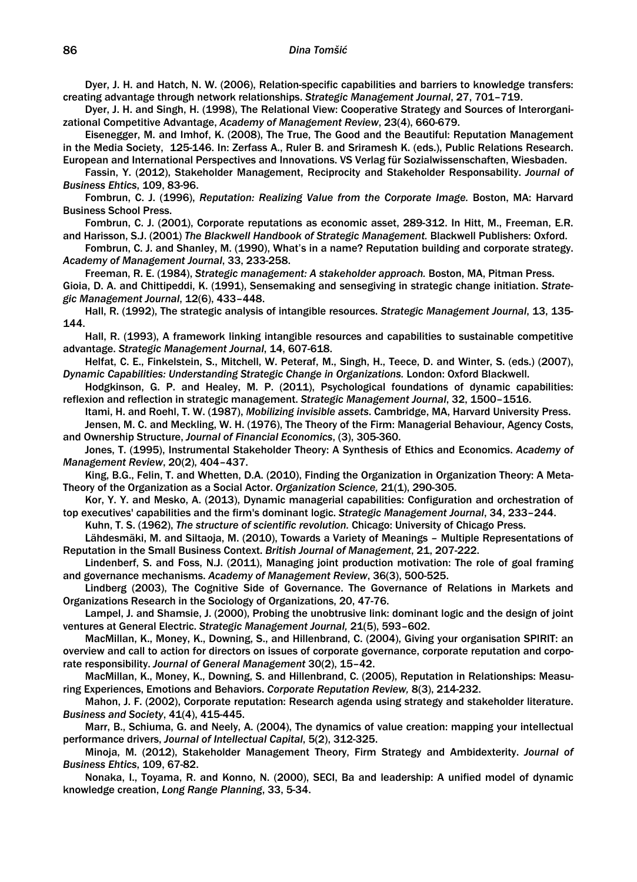Dyer, J. H. and Hatch, N. W. (2006), Relation-specific capabilities and barriers to knowledge transfers: creating advantage through network relationships. *Strategic Management Journal*, 27, 701–719.

Dyer, J. H. and Singh, H. (1998), The Relational View: Cooperative Strategy and Sources of Interorganizational Competitive Advantage, *Academy of Management Review*, 23(4), 660-679.

Eisenegger, M. and Imhof, K. (2008), The True, The Good and the Beautiful: Reputation Management in the Media Society, 125-146. In: Zerfass A., Ruler B. and Sriramesh K. (eds.), Public Relations Research. European and International Perspectives and Innovations. VS Verlag für Sozialwissenschaften, Wiesbaden.

Fassin, Y. (2012), Stakeholder Management, Reciprocity and Stakeholder Responsability. *Journal of Business Ehtics*, 109, 83-96.

Fombrun, C. J. (1996), *Reputation: Realizing Value from the Corporate Image.* Boston, MA: Harvard Business School Press.

Fombrun, C. J. (2001), Corporate reputations as economic asset, 289-312. In Hitt, M., Freeman, E.R. and Harisson, S.J. (2001) *The Blackwell Handbook of Strategic Management.* Blackwell Publishers: Oxford.

Fombrun, C. J. and Shanley, M. (1990), What's in a name? Reputation building and corporate strategy. *Academy of Management Journal*, 33, 233-258.

Freeman, R. E. (1984), *Strategic management: A stakeholder approach.* Boston, MA, Pitman Press.

Gioia, D. A. and Chittipeddi, K. (1991), Sensemaking and sensegiving in strategic change initiation. *Strategic Management Journal*, 12(6), 433–448.

Hall, R. (1992), The strategic analysis of intangible resources. *Strategic Management Journal*, 13, 135-144.

Hall, R. (1993), A framework linking intangible resources and capabilities to sustainable competitive advantage. *Strategic Management Journal*, 14, 607-618.

Helfat, C. E., Finkelstein, S., Mitchell, W. Peteraf, M., Singh, H., Teece, D. and Winter, S. (eds.) (2007), *Dynamic Capabilities: Understanding Strategic Change in Organizations.* London: Oxford Blackwell.

Hodgkinson, G. P. and Healey, M. P. (2011), Psychological foundations of dynamic capabilities: reflexion and reflection in strategic management. *Strategic Management Journal*, 32, 1500–1516.

Itami, H. and Roehl, T. W. (1987), *Mobilizing invisible assets*. Cambridge, MA, Harvard University Press.

Jensen, M. C. and Meckling, W. H. (1976), The Theory of the Firm: Managerial Behaviour, Agency Costs, and Ownership Structure, *Journal of Financial Economics*, (3), 305-360.

Jones, T. (1995), Instrumental Stakeholder Theory: A Synthesis of Ethics and Economics. *Academy of Management Review*, 20(2), 404–437.

King, B.G., Felin, T. and Whetten, D.A. (2010), Finding the Organization in Organization Theory: A Meta-Theory of the Organization as a Social Actor. *Organization Science,* 21(1), 290-305.

Kor, Y. Y. and Mesko, A. (2013), Dynamic managerial capabilities: Configuration and orchestration of top executives' capabilities and the firm's dominant logic. *Strategic Management Journal*, 34, 233–244.

Kuhn, T. S. (1962), *The structure of scientific revolution.* Chicago: University of Chicago Press.

Lähdesmäki, M. and Siltaoja, M. (2010), Towards a Variety of Meanings – Multiple Representations of Reputation in the Small Business Context. *British Journal of Management*, 21, 207-222.

Lindenberf, S. and Foss, N.J. (2011), Managing joint production motivation: The role of goal framing and governance mechanisms. *Academy of Management Review*, 36(3), 500-525.

Lindberg (2003), The Cognitive Side of Governance. The Governance of Relations in Markets and Organizations Research in the Sociology of Organizations, 20, 47-76.

Lampel, J. and Shamsie, J. (2000), Probing the unobtrusive link: dominant logic and the design of joint ventures at General Electric. *Strategic Management Journal,* 21(5), 593–602.

MacMillan, K., Money, K., Downing, S., and Hillenbrand, C. (2004), Giving your organisation SPIRIT: an overview and call to action for directors on issues of corporate governance, corporate reputation and corporate responsibility. *Journal of General Management* 30(2), 15–42.

MacMillan, K., Money, K., Downing, S. and Hillenbrand, C. (2005), Reputation in Relationships: Measuring Experiences, Emotions and Behaviors. *Corporate Reputation Review,* 8(3), 214-232.

Mahon, J. F. (2002), Corporate reputation: Research agenda using strategy and stakeholder literature. *Business and Society*, 41(4), 415-445.

Marr, B., Schiuma, G. and Neely, A. (2004), The dynamics of value creation: mapping your intellectual performance drivers, *Journal of Intellectual Capital*, 5(2), 312-325.

Minoja, M. (2012), Stakeholder Management Theory, Firm Strategy and Ambidexterity. *Journal of Business Ehtics*, 109, 67-82.

Nonaka, I., Toyama, R. and Konno, N. (2000), SECI, Ba and leadership: A unified model of dynamic knowledge creation, *Long Range Planning*, 33, 5-34.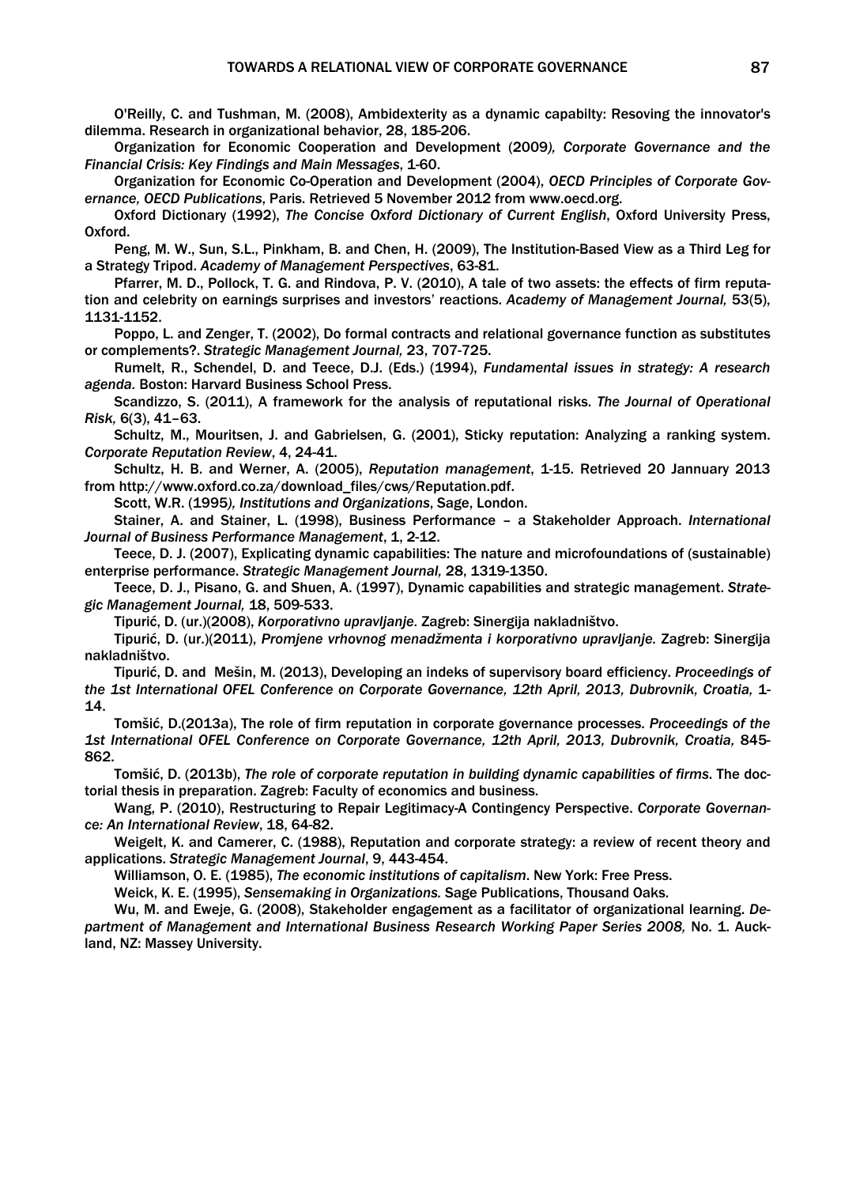O'Reilly, C. and Tushman, M. (2008), Ambidexterity as a dynamic capabilty: Resoving the innovator's dilemma. Research in organizational behavior, 28, 185-206.

Organization for Economic Cooperation and Development (2009*), Corporate Governance and the Financial Crisis: Key Findings and Main Messages*, 1-60.

Organization for Economic Co-Operation and Development (2004), *OECD Principles of Corporate Governance, OECD Publications*, Paris. Retrieved 5 November 2012 from www.oecd.org.

Oxford Dictionary (1992), *The Concise Oxford Dictionary of Current English*, Oxford University Press, Oxford.

Peng, M. W., Sun, S.L., Pinkham, B. and Chen, H. (2009), The Institution-Based View as a Third Leg for a Strategy Tripod. *Academy of Management Perspectives*, 63-81.

Pfarrer, M. D., Pollock, T. G. and Rindova, P. V. (2010), A tale of two assets: the effects of firm reputation and celebrity on earnings surprises and investors' reactions. *Academy of Management Journal,* 53(5), 1131-1152.

Poppo, L. and Zenger, T. (2002), Do formal contracts and relational governance function as substitutes or complements?. *Strategic Management Journal,* 23, 707-725.

Rumelt, R., Schendel, D. and Teece, D.J. (Eds.) (1994), *Fundamental issues in strategy: A research agenda.* Boston: Harvard Business School Press.

Scandizzo, S. (2011), A framework for the analysis of reputational risks. *The Journal of Operational Risk,* 6(3), 41–63.

Schultz, M., Mouritsen, J. and Gabrielsen, G. (2001), Sticky reputation: Analyzing a ranking system. *Corporate Reputation Review*, 4, 24-41.

Schultz, H. B. and Werner, A. (2005), *Reputation management*, 1-15. Retrieved 20 Jannuary 2013 from http://www.oxford.co.za/download_files/cws/Reputation.pdf.

Scott, W.R. (1995*), Institutions and Organizations*, Sage, London.

Stainer, A. and Stainer, L. (1998), Business Performance – a Stakeholder Approach. *International Journal of Business Performance Management*, 1, 2-12.

Teece, D. J. (2007), Explicating dynamic capabilities: The nature and microfoundations of (sustainable) enterprise performance. *Strategic Management Journal,* 28, 1319-1350.

Teece, D. J., Pisano, G. and Shuen, A. (1997), Dynamic capabilities and strategic management. *Strategic Management Journal,* 18, 509-533.

Tipurić, D. (ur.)(2008), *Korporativno upravljanje.* Zagreb: Sinergija nakladništvo.

Tipurić, D. (ur.)(2011), *Promjene vrhovnog menadžmenta i korporativno upravljanje.* Zagreb: Sinergija nakladništvo.

Tipurić, D. and Mešin, M. (2013), Developing an indeks of supervisory board efficiency. *Proceedings of the 1st International OFEL Conference on Corporate Governance, 12th April, 2013, Dubrovnik, Croatia,* 1-14.

Tomšić, D.(2013a), The role of firm reputation in corporate governance processes. *Proceedings of the 1st International OFEL Conference on Corporate Governance, 12th April, 2013, Dubrovnik, Croatia,* 845-862.

Tomšić, D. (2013b), *The role of corporate reputation in building dynamic capabilities of firms*. The doctorial thesis in preparation. Zagreb: Faculty of economics and business.

Wang, P. (2010), Restructuring to Repair Legitimacy-A Contingency Perspective. *Corporate Governance: An International Review*, 18, 64-82.

Weigelt, K. and Camerer, C. (1988), Reputation and corporate strategy: a review of recent theory and applications. *Strategic Management Journal*, 9, 443-454.

Williamson, O. E. (1985), *The economic institutions of capitalism*. New York: Free Press.

Weick, K. E. (1995), *Sensemaking in Organizations.* Sage Publications, Thousand Oaks.

Wu, M. and Eweje, G. (2008), Stakeholder engagement as a facilitator of organizational learning. *Department of Management and International Business Research Working Paper Series 2008,* No. 1. Auckland, NZ: Massey University.